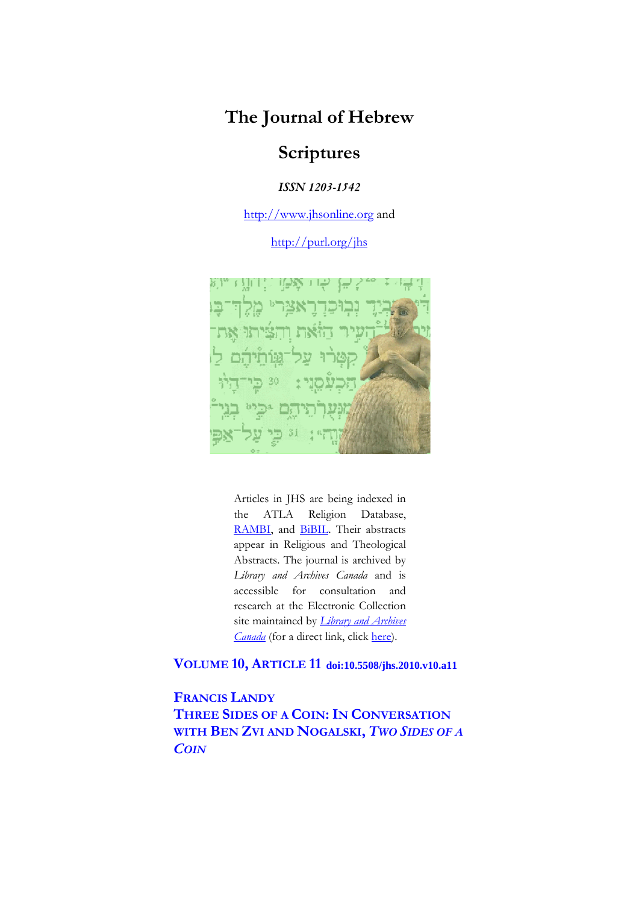# The Journal of Hebrew Scriptures

***ISSN 1203-1542***

http://www.jhsonline.org and

http://purl.org/jhs

Articles in JHS are being indexed in the ATLA Religion Database, RAMBI, and BiBIL. Their abstracts appear in Religious and Theological Abstracts. The journal is archived by *Library and Archives Canada* and is accessible for consultation and research at the Electronic Collection site maintained by *Library and Archives Canada* (for a direct link, click here).

## VOLUME 10, ARTICLE 11 doi:10.5508/jhs.2010.v10.a11

## FRANCIS LANDY
## THREE SIDES OF A COIN: IN CONVERSATION WITH BEN ZVI AND NOGALSKI, *TWO SIDES OF A COIN*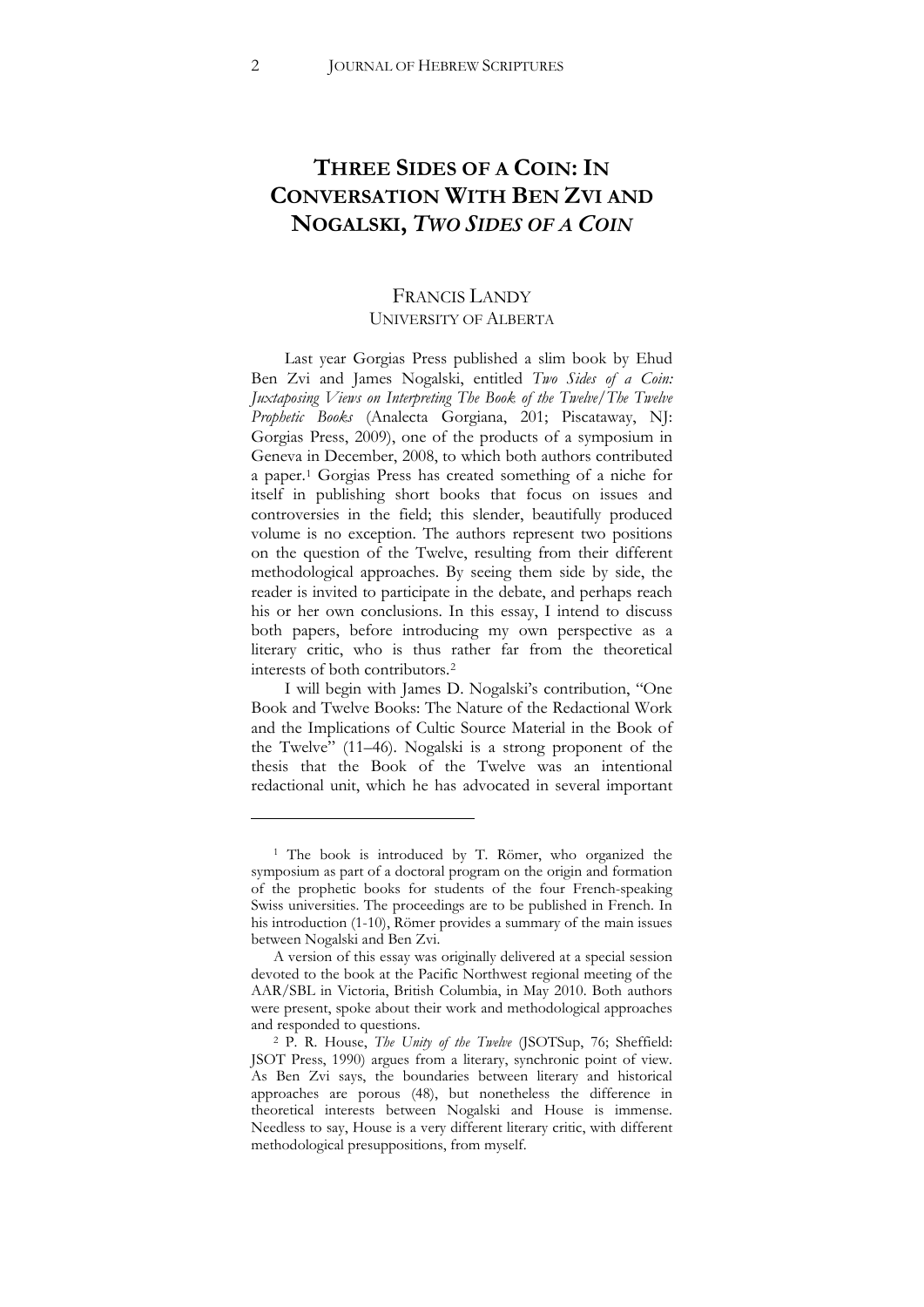# THREE SIDES OF A COIN: IN CONVERSATION WITH BEN ZVI AND NOGALSKI, *TWO SIDES OF A COIN*

FRANCIS LANDY
UNIVERSITY OF ALBERTA

Last year Gorgias Press published a slim book by Ehud Ben Zvi and James Nogalski, entitled *Two Sides of a Coin: Juxtaposing Views on Interpreting The Book of the Twelve/The Twelve Prophetic Books* (Analecta Gorgiana, 201; Piscataway, NJ: Gorgias Press, 2009), one of the products of a symposium in Geneva in December, 2008, to which both authors contributed a paper.[1] Gorgias Press has created something of a niche for itself in publishing short books that focus on issues and controversies in the field; this slender, beautifully produced volume is no exception. The authors represent two positions on the question of the Twelve, resulting from their different methodological approaches. By seeing them side by side, the reader is invited to participate in the debate, and perhaps reach his or her own conclusions. In this essay, I intend to discuss both papers, before introducing my own perspective as a literary critic, who is thus rather far from the theoretical interests of both contributors.[2]

I will begin with James D. Nogalski's contribution, "One Book and Twelve Books: The Nature of the Redactional Work and the Implications of Cultic Source Material in the Book of the Twelve" (11–46). Nogalski is a strong proponent of the thesis that the Book of the Twelve was an intentional redactional unit, which he has advocated in several important

---

[1] The book is introduced by T. Römer, who organized the symposium as part of a doctoral program on the origin and formation of the prophetic books for students of the four French-speaking Swiss universities. The proceedings are to be published in French. In his introduction (1-10), Römer provides a summary of the main issues between Nogalski and Ben Zvi.

A version of this essay was originally delivered at a special session devoted to the book at the Pacific Northwest regional meeting of the AAR/SBL in Victoria, British Columbia, in May 2010. Both authors were present, spoke about their work and methodological approaches and responded to questions.

[2] P. R. House, *The Unity of the Twelve* (JSOTSup, 76; Sheffield: JSOT Press, 1990) argues from a literary, synchronic point of view. As Ben Zvi says, the boundaries between literary and historical approaches are porous (48), but nonetheless the difference in theoretical interests between Nogalski and House is immense. Needless to say, House is a very different literary critic, with different methodological presuppositions, from myself.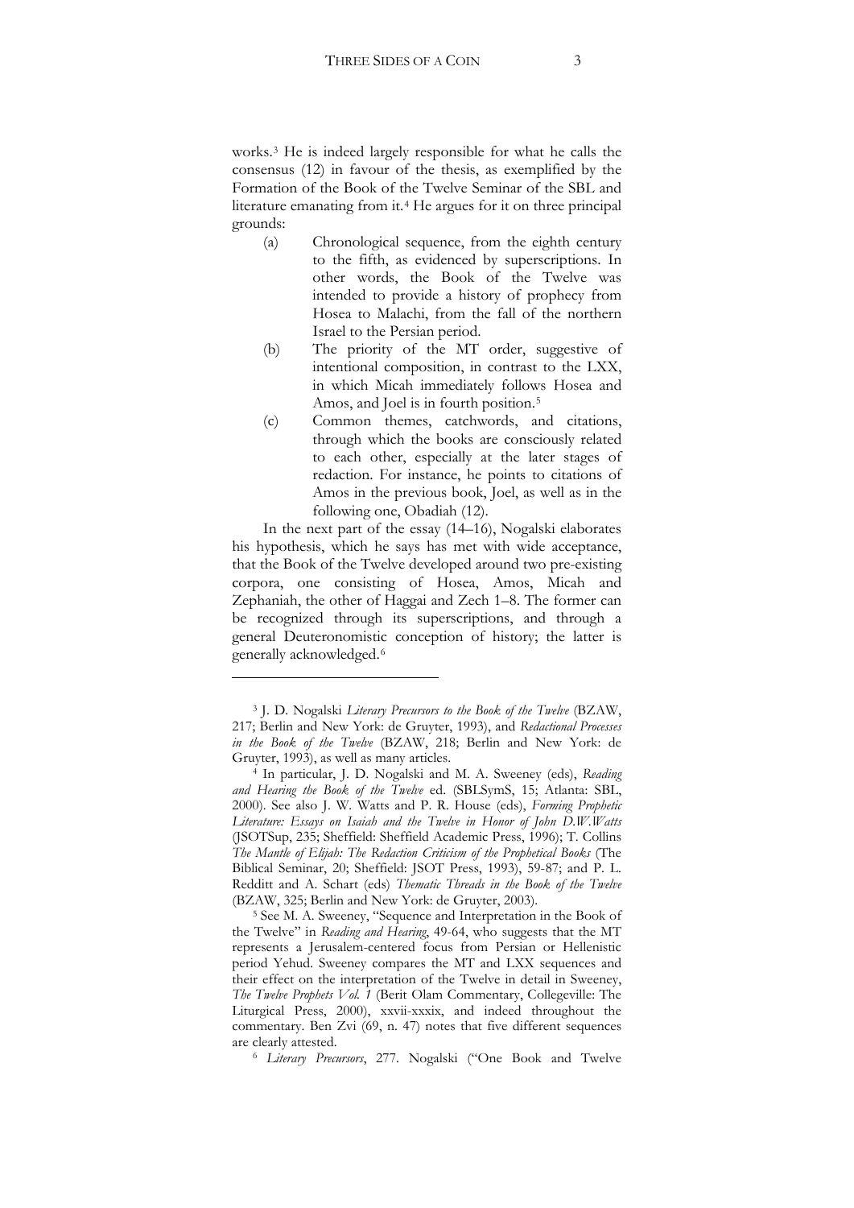works.[3] He is indeed largely responsible for what he calls the consensus (12) in favour of the thesis, as exemplified by the Formation of the Book of the Twelve Seminar of the SBL and literature emanating from it.[4] He argues for it on three principal grounds:

- (a) Chronological sequence, from the eighth century to the fifth, as evidenced by superscriptions. In other words, the Book of the Twelve was intended to provide a history of prophecy from Hosea to Malachi, from the fall of the northern Israel to the Persian period.
- (b) The priority of the MT order, suggestive of intentional composition, in contrast to the LXX, in which Micah immediately follows Hosea and Amos, and Joel is in fourth position.[5]
- (c) Common themes, catchwords, and citations, through which the books are consciously related to each other, especially at the later stages of redaction. For instance, he points to citations of Amos in the previous book, Joel, as well as in the following one, Obadiah (12).

In the next part of the essay (14–16), Nogalski elaborates his hypothesis, which he says has met with wide acceptance, that the Book of the Twelve developed around two pre-existing corpora, one consisting of Hosea, Amos, Micah and Zephaniah, the other of Haggai and Zech 1–8. The former can be recognized through its superscriptions, and through a general Deuteronomistic conception of history; the latter is generally acknowledged.[6]

---

[3] J. D. Nogalski *Literary Precursors to the Book of the Twelve* (BZAW, 217; Berlin and New York: de Gruyter, 1993), and *Redactional Processes in the Book of the Twelve* (BZAW, 218; Berlin and New York: de Gruyter, 1993), as well as many articles.

[4] In particular, J. D. Nogalski and M. A. Sweeney (eds), *Reading and Hearing the Book of the Twelve* ed. (SBLSymS, 15; Atlanta: SBL, 2000). See also J. W. Watts and P. R. House (eds), *Forming Prophetic Literature: Essays on Isaiah and the Twelve in Honor of John D.W.Watts* (JSOTSup, 235; Sheffield: Sheffield Academic Press, 1996); T. Collins *The Mantle of Elijah: The Redaction Criticism of the Prophetical Books* (The Biblical Seminar, 20; Sheffield: JSOT Press, 1993), 59-87; and P. L. Redditt and A. Schart (eds) *Thematic Threads in the Book of the Twelve* (BZAW, 325; Berlin and New York: de Gruyter, 2003).

[5] See M. A. Sweeney, "Sequence and Interpretation in the Book of the Twelve" in *Reading and Hearing*, 49-64, who suggests that the MT represents a Jerusalem-centered focus from Persian or Hellenistic period Yehud. Sweeney compares the MT and LXX sequences and their effect on the interpretation of the Twelve in detail in Sweeney, *The Twelve Prophets Vol. 1* (Berit Olam Commentary, Collegeville: The Liturgical Press, 2000), xxvii-xxxix, and indeed throughout the commentary. Ben Zvi (69, n. 47) notes that five different sequences are clearly attested.

[6] *Literary Precursors*, 277. Nogalski ("One Book and Twelve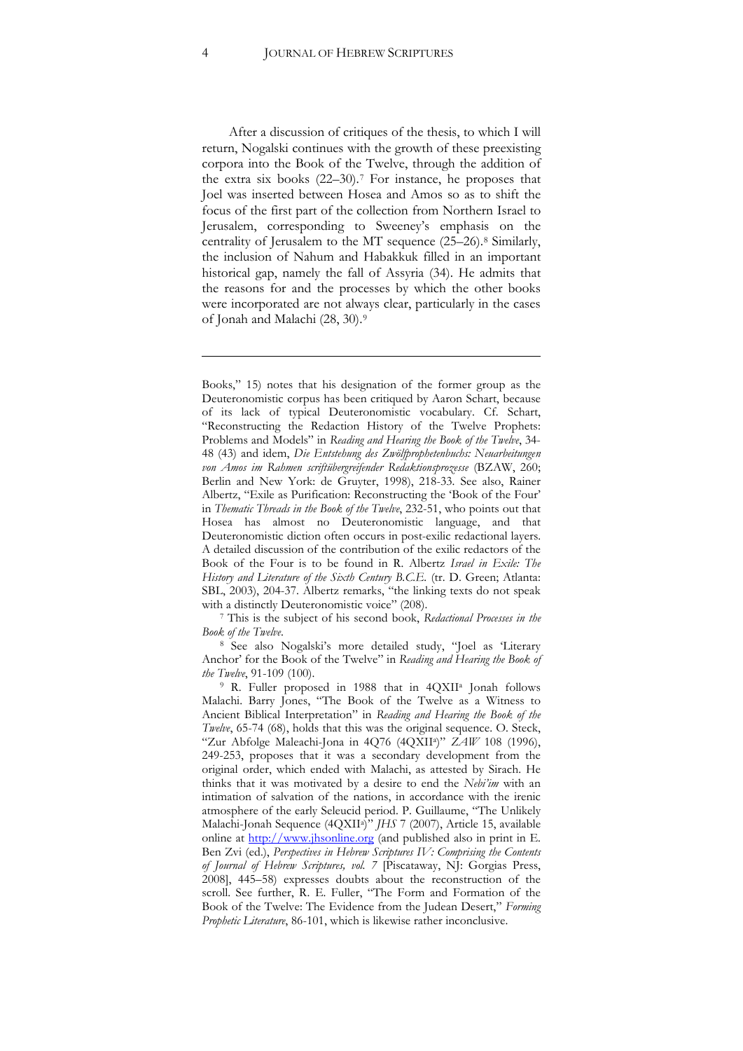After a discussion of critiques of the thesis, to which I will return, Nogalski continues with the growth of these preexisting corpora into the Book of the Twelve, through the addition of the extra six books (22–30).[7] For instance, he proposes that Joel was inserted between Hosea and Amos so as to shift the focus of the first part of the collection from Northern Israel to Jerusalem, corresponding to Sweeney's emphasis on the centrality of Jerusalem to the MT sequence (25–26).[8] Similarly, the inclusion of Nahum and Habakkuk filled in an important historical gap, namely the fall of Assyria (34). He admits that the reasons for and the processes by which the other books were incorporated are not always clear, particularly in the cases of Jonah and Malachi (28, 30).[9]

---

Books," 15) notes that his designation of the former group as the Deuteronomistic corpus has been critiqued by Aaron Schart, because of its lack of typical Deuteronomistic vocabulary. Cf. Schart, "Reconstructing the Redaction History of the Twelve Prophets: Problems and Models" in *Reading and Hearing the Book of the Twelve*, 34-48 (43) and idem, *Die Entstehung des Zwölfprophetenbuchs: Neuarbeitungen von Amos im Rahmen schriftübergreifender Redaktionsprozesse* (BZAW, 260; Berlin and New York: de Gruyter, 1998), 218-33. See also, Rainer Albertz, "Exile as Purification: Reconstructing the 'Book of the Four' in *Thematic Threads in the Book of the Twelve*, 232-51, who points out that Hosea has almost no Deuteronomistic language, and that Deuteronomistic diction often occurs in post-exilic redactional layers. A detailed discussion of the contribution of the exilic redactors of the Book of the Four is to be found in R. Albertz *Israel in Exile: The History and Literature of the Sixth Century B.C.E.* (tr. D. Green; Atlanta: SBL, 2003), 204-37. Albertz remarks, "the linking texts do not speak with a distinctly Deuteronomistic voice" (208).

[7] This is the subject of his second book, *Redactional Processes in the Book of the Twelve*.

[8] See also Nogalski's more detailed study, "Joel as 'Literary Anchor' for the Book of the Twelve" in *Reading and Hearing the Book of the Twelve*, 91-109 (100).

[9] R. Fuller proposed in 1988 that in 4QXII[a] Jonah follows Malachi. Barry Jones, "The Book of the Twelve as a Witness to Ancient Biblical Interpretation" in *Reading and Hearing the Book of the Twelve*, 65-74 (68), holds that this was the original sequence. O. Steck, "Zur Abfolge Maleachi-Jona in 4Q76 (4QXII[a])" *ZAW* 108 (1996), 249-253, proposes that it was a secondary development from the original order, which ended with Malachi, as attested by Sirach. He thinks that it was motivated by a desire to end the *Nebi'im* with an intimation of salvation of the nations, in accordance with the irenic atmosphere of the early Seleucid period. P. Guillaume, "The Unlikely Malachi-Jonah Sequence (4QXII[a])" *JHS* 7 (2007), Article 15, available online at http://www.jhsonline.org (and published also in print in E. Ben Zvi (ed.), *Perspectives in Hebrew Scriptures IV: Comprising the Contents of Journal of Hebrew Scriptures, vol. 7* [Piscataway, NJ: Gorgias Press, 2008], 445–58) expresses doubts about the reconstruction of the scroll. See further, R. E. Fuller, "The Form and Formation of the Book of the Twelve: The Evidence from the Judean Desert," *Forming Prophetic Literature*, 86-101, which is likewise rather inconclusive.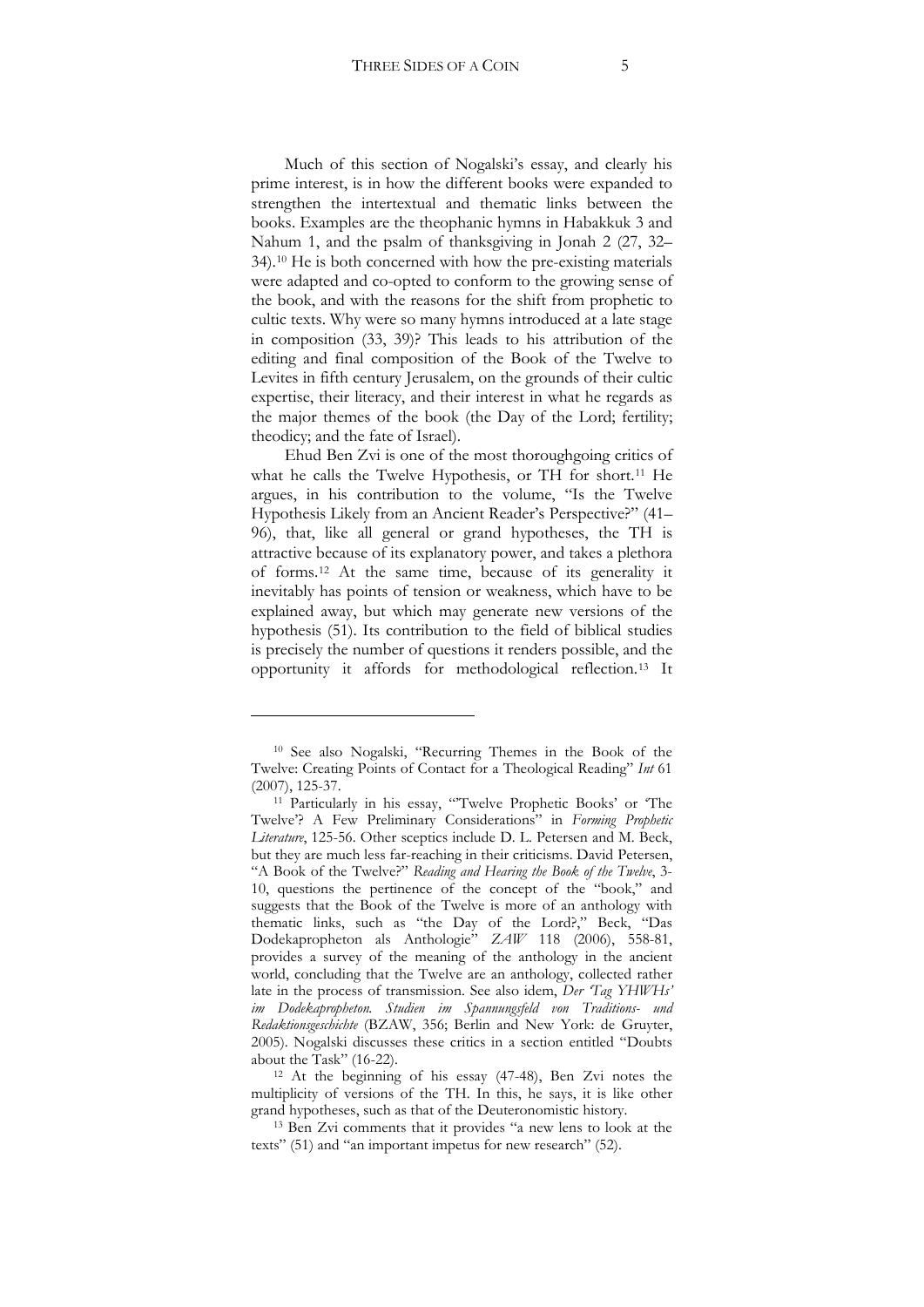Much of this section of Nogalski's essay, and clearly his prime interest, is in how the different books were expanded to strengthen the intertextual and thematic links between the books. Examples are the theophanic hymns in Habakkuk 3 and Nahum 1, and the psalm of thanksgiving in Jonah 2 (27, 32–34).[10] He is both concerned with how the pre-existing materials were adapted and co-opted to conform to the growing sense of the book, and with the reasons for the shift from prophetic to cultic texts. Why were so many hymns introduced at a late stage in composition (33, 39)? This leads to his attribution of the editing and final composition of the Book of the Twelve to Levites in fifth century Jerusalem, on the grounds of their cultic expertise, their literacy, and their interest in what he regards as the major themes of the book (the Day of the Lord; fertility; theodicy; and the fate of Israel).

Ehud Ben Zvi is one of the most thoroughgoing critics of what he calls the Twelve Hypothesis, or TH for short.[11] He argues, in his contribution to the volume, "Is the Twelve Hypothesis Likely from an Ancient Reader's Perspective?" (41–96), that, like all general or grand hypotheses, the TH is attractive because of its explanatory power, and takes a plethora of forms.[12] At the same time, because of its generality it inevitably has points of tension or weakness, which have to be explained away, but which may generate new versions of the hypothesis (51). Its contribution to the field of biblical studies is precisely the number of questions it renders possible, and the opportunity it affords for methodological reflection.[13] It

---

[10] See also Nogalski, "Recurring Themes in the Book of the Twelve: Creating Points of Contact for a Theological Reading" *Int* 61 (2007), 125-37.

[11] Particularly in his essay, "'Twelve Prophetic Books' or 'The Twelve'? A Few Preliminary Considerations" in *Forming Prophetic Literature*, 125-56. Other sceptics include D. L. Petersen and M. Beck, but they are much less far-reaching in their criticisms. David Petersen, "A Book of the Twelve?" *Reading and Hearing the Book of the Twelve*, 3-10, questions the pertinence of the concept of the "book," and suggests that the Book of the Twelve is more of an anthology with thematic links, such as "the Day of the Lord?," Beck, "Das Dodekapropheton als Anthologie" *ZAW* 118 (2006), 558-81, provides a survey of the meaning of the anthology in the ancient world, concluding that the Twelve are an anthology, collected rather late in the process of transmission. See also idem, *Der 'Tag YHWHs' im Dodekapropheton. Studien im Spannungsfeld von Traditions- und Redaktionsgeschichte* (BZAW, 356; Berlin and New York: de Gruyter, 2005). Nogalski discusses these critics in a section entitled "Doubts about the Task" (16-22).

[12] At the beginning of his essay (47-48), Ben Zvi notes the multiplicity of versions of the TH. In this, he says, it is like other grand hypotheses, such as that of the Deuteronomistic history.

[13] Ben Zvi comments that it provides "a new lens to look at the texts" (51) and "an important impetus for new research" (52).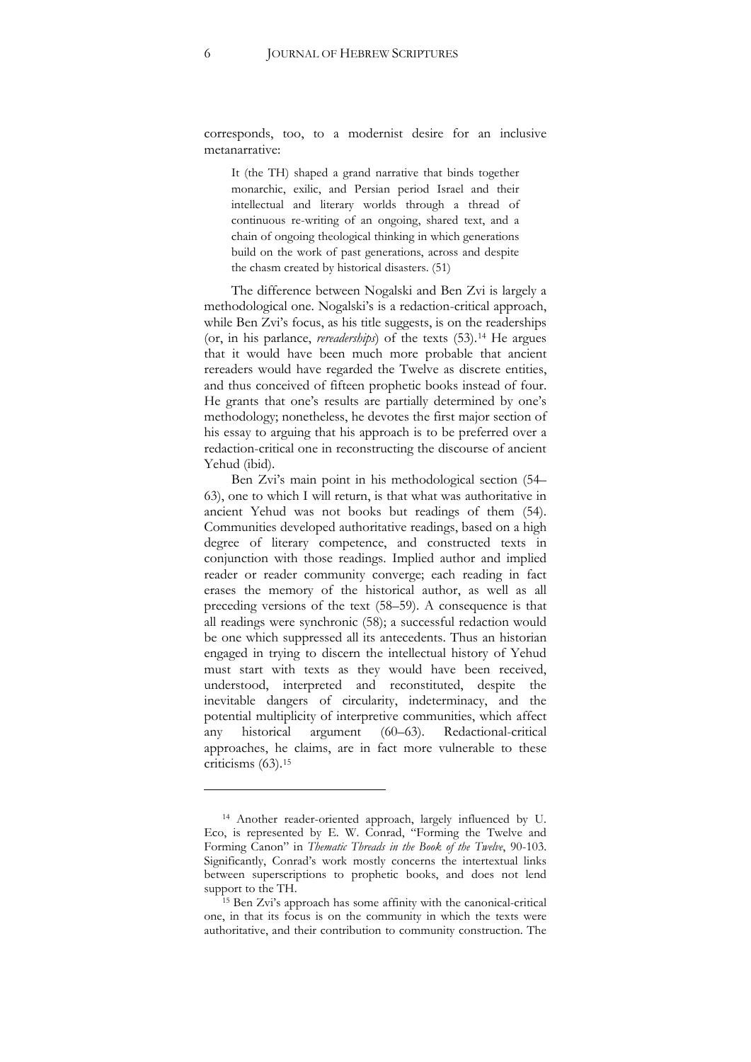corresponds, too, to a modernist desire for an inclusive metanarrative:

> It (the TH) shaped a grand narrative that binds together monarchic, exilic, and Persian period Israel and their intellectual and literary worlds through a thread of continuous re-writing of an ongoing, shared text, and a chain of ongoing theological thinking in which generations build on the work of past generations, across and despite the chasm created by historical disasters. (51)

The difference between Nogalski and Ben Zvi is largely a methodological one. Nogalski's is a redaction-critical approach, while Ben Zvi's focus, as his title suggests, is on the readerships (or, in his parlance, *rereaderships*) of the texts (53).[14] He argues that it would have been much more probable that ancient rereaders would have regarded the Twelve as discrete entities, and thus conceived of fifteen prophetic books instead of four. He grants that one's results are partially determined by one's methodology; nonetheless, he devotes the first major section of his essay to arguing that his approach is to be preferred over a redaction-critical one in reconstructing the discourse of ancient Yehud (ibid).

Ben Zvi's main point in his methodological section (54–63), one to which I will return, is that what was authoritative in ancient Yehud was not books but readings of them (54). Communities developed authoritative readings, based on a high degree of literary competence, and constructed texts in conjunction with those readings. Implied author and implied reader or reader community converge; each reading in fact erases the memory of the historical author, as well as all preceding versions of the text (58–59). A consequence is that all readings were synchronic (58); a successful redaction would be one which suppressed all its antecedents. Thus an historian engaged in trying to discern the intellectual history of Yehud must start with texts as they would have been received, understood, interpreted and reconstituted, despite the inevitable dangers of circularity, indeterminacy, and the potential multiplicity of interpretive communities, which affect any historical argument (60–63). Redactional-critical approaches, he claims, are in fact more vulnerable to these criticisms (63).[15]

---

[14] Another reader-oriented approach, largely influenced by U. Eco, is represented by E. W. Conrad, "Forming the Twelve and Forming Canon" in *Thematic Threads in the Book of the Twelve*, 90-103. Significantly, Conrad's work mostly concerns the intertextual links between superscriptions to prophetic books, and does not lend support to the TH.

[15] Ben Zvi's approach has some affinity with the canonical-critical one, in that its focus is on the community in which the texts were authoritative, and their contribution to community construction. The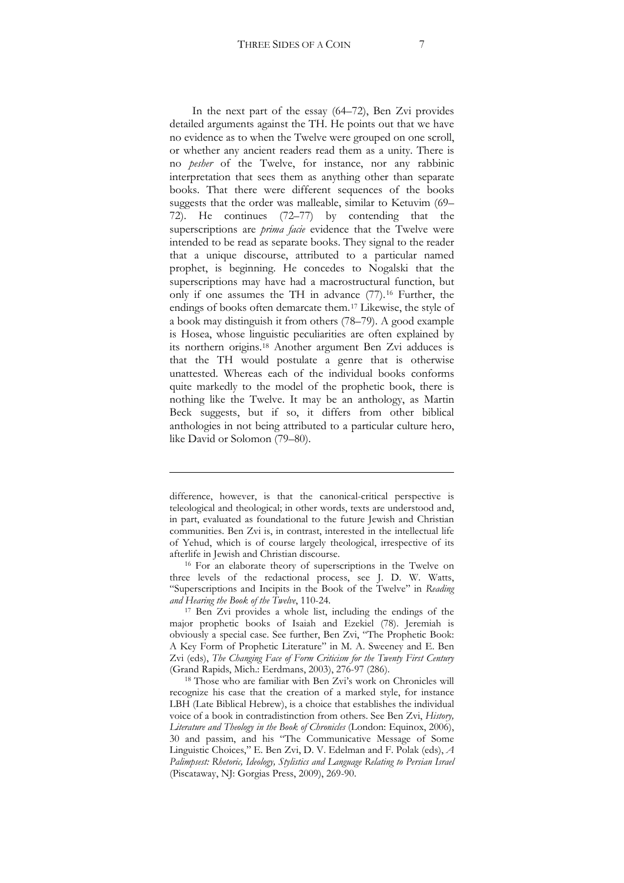In the next part of the essay (64–72), Ben Zvi provides detailed arguments against the TH. He points out that we have no evidence as to when the Twelve were grouped on one scroll, or whether any ancient readers read them as a unity. There is no *pesher* of the Twelve, for instance, nor any rabbinic interpretation that sees them as anything other than separate books. That there were different sequences of the books suggests that the order was malleable, similar to Ketuvim (69–72). He continues (72–77) by contending that the superscriptions are *prima facie* evidence that the Twelve were intended to be read as separate books. They signal to the reader that a unique discourse, attributed to a particular named prophet, is beginning. He concedes to Nogalski that the superscriptions may have had a macrostructural function, but only if one assumes the TH in advance (77).[16] Further, the endings of books often demarcate them.[17] Likewise, the style of a book may distinguish it from others (78–79). A good example is Hosea, whose linguistic peculiarities are often explained by its northern origins.[18] Another argument Ben Zvi adduces is that the TH would postulate a genre that is otherwise unattested. Whereas each of the individual books conforms quite markedly to the model of the prophetic book, there is nothing like the Twelve. It may be an anthology, as Martin Beck suggests, but if so, it differs from other biblical anthologies in not being attributed to a particular culture hero, like David or Solomon (79–80).

---

difference, however, is that the canonical-critical perspective is teleological and theological; in other words, texts are understood and, in part, evaluated as foundational to the future Jewish and Christian communities. Ben Zvi is, in contrast, interested in the intellectual life of Yehud, which is of course largely theological, irrespective of its afterlife in Jewish and Christian discourse.

[16] For an elaborate theory of superscriptions in the Twelve on three levels of the redactional process, see J. D. W. Watts, "Superscriptions and Incipits in the Book of the Twelve" in *Reading and Hearing the Book of the Twelve*, 110-24.

[17] Ben Zvi provides a whole list, including the endings of the major prophetic books of Isaiah and Ezekiel (78). Jeremiah is obviously a special case. See further, Ben Zvi, "The Prophetic Book: A Key Form of Prophetic Literature" in M. A. Sweeney and E. Ben Zvi (eds), *The Changing Face of Form Criticism for the Twenty First Century* (Grand Rapids, Mich.: Eerdmans, 2003), 276-97 (286).

[18] Those who are familiar with Ben Zvi's work on Chronicles will recognize his case that the creation of a marked style, for instance LBH (Late Biblical Hebrew), is a choice that establishes the individual voice of a book in contradistinction from others. See Ben Zvi, *History, Literature and Theology in the Book of Chronicles* (London: Equinox, 2006), 30 and passim, and his "The Communicative Message of Some Linguistic Choices," E. Ben Zvi, D. V. Edelman and F. Polak (eds), *A Palimpsest: Rhetoric, Ideology, Stylistics and Language Relating to Persian Israel* (Piscataway, NJ: Gorgias Press, 2009), 269-90.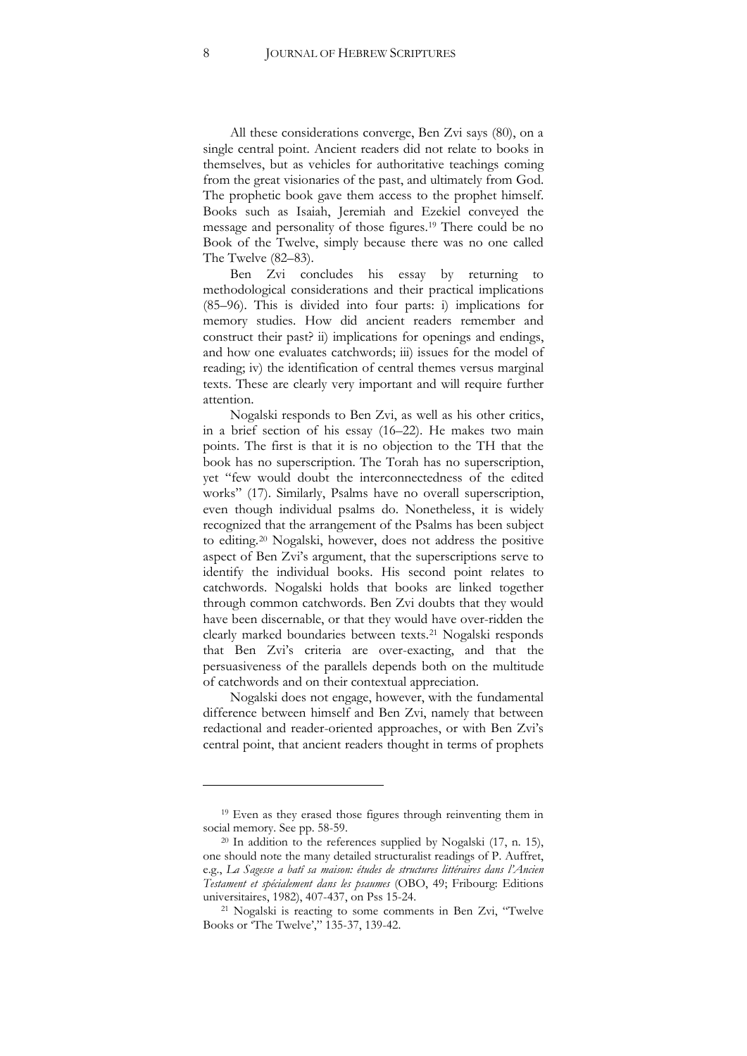All these considerations converge, Ben Zvi says (80), on a single central point. Ancient readers did not relate to books in themselves, but as vehicles for authoritative teachings coming from the great visionaries of the past, and ultimately from God. The prophetic book gave them access to the prophet himself. Books such as Isaiah, Jeremiah and Ezekiel conveyed the message and personality of those figures.[19] There could be no Book of the Twelve, simply because there was no one called The Twelve (82–83).

Ben Zvi concludes his essay by returning to methodological considerations and their practical implications (85–96). This is divided into four parts: i) implications for memory studies. How did ancient readers remember and construct their past? ii) implications for openings and endings, and how one evaluates catchwords; iii) issues for the model of reading; iv) the identification of central themes versus marginal texts. These are clearly very important and will require further attention.

Nogalski responds to Ben Zvi, as well as his other critics, in a brief section of his essay (16–22). He makes two main points. The first is that it is no objection to the TH that the book has no superscription. The Torah has no superscription, yet "few would doubt the interconnectedness of the edited works" (17). Similarly, Psalms have no overall superscription, even though individual psalms do. Nonetheless, it is widely recognized that the arrangement of the Psalms has been subject to editing.[20] Nogalski, however, does not address the positive aspect of Ben Zvi's argument, that the superscriptions serve to identify the individual books. His second point relates to catchwords. Nogalski holds that books are linked together through common catchwords. Ben Zvi doubts that they would have been discernable, or that they would have over-ridden the clearly marked boundaries between texts.[21] Nogalski responds that Ben Zvi's criteria are over-exacting, and that the persuasiveness of the parallels depends both on the multitude of catchwords and on their contextual appreciation.

Nogalski does not engage, however, with the fundamental difference between himself and Ben Zvi, namely that between redactional and reader-oriented approaches, or with Ben Zvi's central point, that ancient readers thought in terms of prophets

---

[19] Even as they erased those figures through reinventing them in social memory. See pp. 58-59.

[20] In addition to the references supplied by Nogalski (17, n. 15), one should note the many detailed structuralist readings of P. Auffret, e.g., *La Sagesse a bati sa maison: études de structures littéraires dans l'Ancien Testament et spécialement dans les psaumes* (OBO, 49; Fribourg: Editions universitaires, 1982), 407-437, on Pss 15-24.

[21] Nogalski is reacting to some comments in Ben Zvi, "Twelve Books or 'The Twelve'," 135-37, 139-42.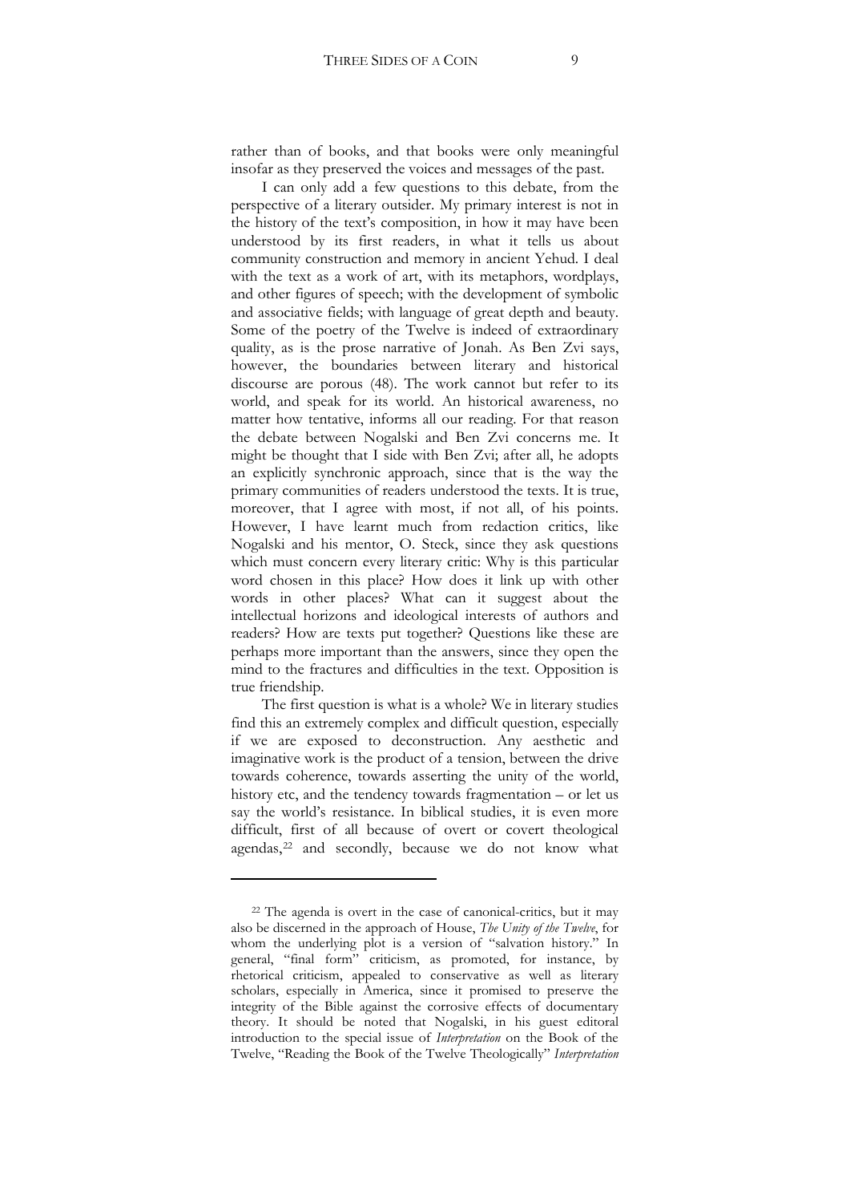rather than of books, and that books were only meaningful insofar as they preserved the voices and messages of the past.

I can only add a few questions to this debate, from the perspective of a literary outsider. My primary interest is not in the history of the text's composition, in how it may have been understood by its first readers, in what it tells us about community construction and memory in ancient Yehud. I deal with the text as a work of art, with its metaphors, wordplays, and other figures of speech; with the development of symbolic and associative fields; with language of great depth and beauty. Some of the poetry of the Twelve is indeed of extraordinary quality, as is the prose narrative of Jonah. As Ben Zvi says, however, the boundaries between literary and historical discourse are porous (48). The work cannot but refer to its world, and speak for its world. An historical awareness, no matter how tentative, informs all our reading. For that reason the debate between Nogalski and Ben Zvi concerns me. It might be thought that I side with Ben Zvi; after all, he adopts an explicitly synchronic approach, since that is the way the primary communities of readers understood the texts. It is true, moreover, that I agree with most, if not all, of his points. However, I have learnt much from redaction critics, like Nogalski and his mentor, O. Steck, since they ask questions which must concern every literary critic: Why is this particular word chosen in this place? How does it link up with other words in other places? What can it suggest about the intellectual horizons and ideological interests of authors and readers? How are texts put together? Questions like these are perhaps more important than the answers, since they open the mind to the fractures and difficulties in the text. Opposition is true friendship.

The first question is what is a whole? We in literary studies find this an extremely complex and difficult question, especially if we are exposed to deconstruction. Any aesthetic and imaginative work is the product of a tension, between the drive towards coherence, towards asserting the unity of the world, history etc, and the tendency towards fragmentation – or let us say the world's resistance. In biblical studies, it is even more difficult, first of all because of overt or covert theological agendas,[22] and secondly, because we do not know what

---

[22] The agenda is overt in the case of canonical-critics, but it may also be discerned in the approach of House, *The Unity of the Twelve*, for whom the underlying plot is a version of "salvation history." In general, "final form" criticism, as promoted, for instance, by rhetorical criticism, appealed to conservative as well as literary scholars, especially in America, since it promised to preserve the integrity of the Bible against the corrosive effects of documentary theory. It should be noted that Nogalski, in his guest editoral introduction to the special issue of *Interpretation* on the Book of the Twelve, "Reading the Book of the Twelve Theologically" *Interpretation*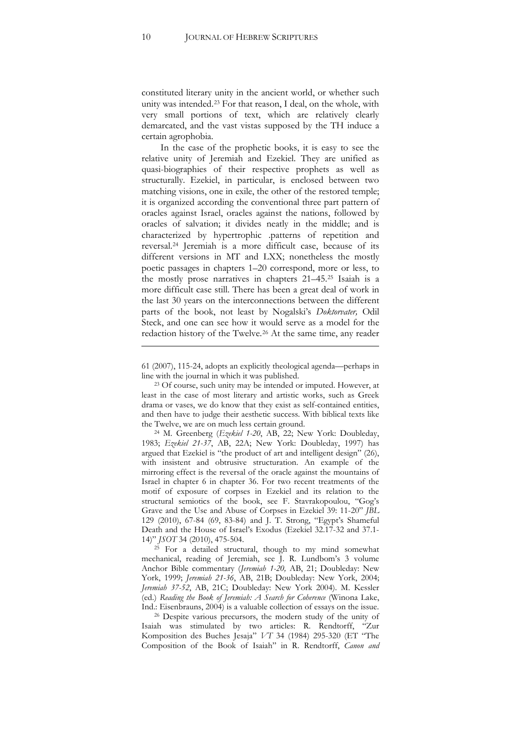constituted literary unity in the ancient world, or whether such unity was intended.[23] For that reason, I deal, on the whole, with very small portions of text, which are relatively clearly demarcated, and the vast vistas supposed by the TH induce a certain agrophobia.

In the case of the prophetic books, it is easy to see the relative unity of Jeremiah and Ezekiel. They are unified as quasi-biographies of their respective prophets as well as structurally. Ezekiel, in particular, is enclosed between two matching visions, one in exile, the other of the restored temple; it is organized according the conventional three part pattern of oracles against Israel, oracles against the nations, followed by oracles of salvation; it divides neatly in the middle; and is characterized by hypertrophic .patterns of repetition and reversal.[24] Jeremiah is a more difficult case, because of its different versions in MT and LXX; nonetheless the mostly poetic passages in chapters 1–20 correspond, more or less, to the mostly prose narratives in chapters 21–45.[25] Isaiah is a more difficult case still. There has been a great deal of work in the last 30 years on the interconnections between the different parts of the book, not least by Nogalski's *Doktorvater,* Odil Steck, and one can see how it would serve as a model for the redaction history of the Twelve.[26] At the same time, any reader

---

61 (2007), 115-24, adopts an explicitly theological agenda—perhaps in line with the journal in which it was published.

[23] Of course, such unity may be intended or imputed. However, at least in the case of most literary and artistic works, such as Greek drama or vases, we do know that they exist as self-contained entities, and then have to judge their aesthetic success. With biblical texts like the Twelve, we are on much less certain ground.

[24] M. Greenberg (*Ezekiel 1-20*, AB, 22; New York: Doubleday, 1983; *Ezekiel 21-37*, AB, 22A; New York: Doubleday, 1997) has argued that Ezekiel is "the product of art and intelligent design" (26), with insistent and obtrusive structuration. An example of the mirroring effect is the reversal of the oracle against the mountains of Israel in chapter 6 in chapter 36. For two recent treatments of the motif of exposure of corpses in Ezekiel and its relation to the structural semiotics of the book, see F. Stavrakopoulou, "Gog's Grave and the Use and Abuse of Corpses in Ezekiel 39: 11-20" *JBL* 129 (2010), 67-84 (69, 83-84) and J. T. Strong, "Egypt's Shameful Death and the House of Israel's Exodus (Ezekiel 32.17-32 and 37.1-14)" *JSOT* 34 (2010), 475-504.

[25] For a detailed structural, though to my mind somewhat mechanical, reading of Jeremiah, see J. R. Lundbom's 3 volume Anchor Bible commentary (*Jeremiah 1-20,* AB, 21; Doubleday: New York, 1999; *Jeremiah 21-36*, AB, 21B; Doubleday: New York, 2004; *Jeremiah 37-52*, AB, 21C; Doubleday: New York 2004). M. Kessler (ed.) *Reading the Book of Jeremiah: A Search for Coherence* (Winona Lake, Ind.: Eisenbrauns, 2004) is a valuable collection of essays on the issue.

[26] Despite various precursors, the modern study of the unity of Isaiah was stimulated by two articles: R. Rendtorff, "Zur Komposition des Buches Jesaja" *VT* 34 (1984) 295-320 (ET "The Composition of the Book of Isaiah" in R. Rendtorff, *Canon and*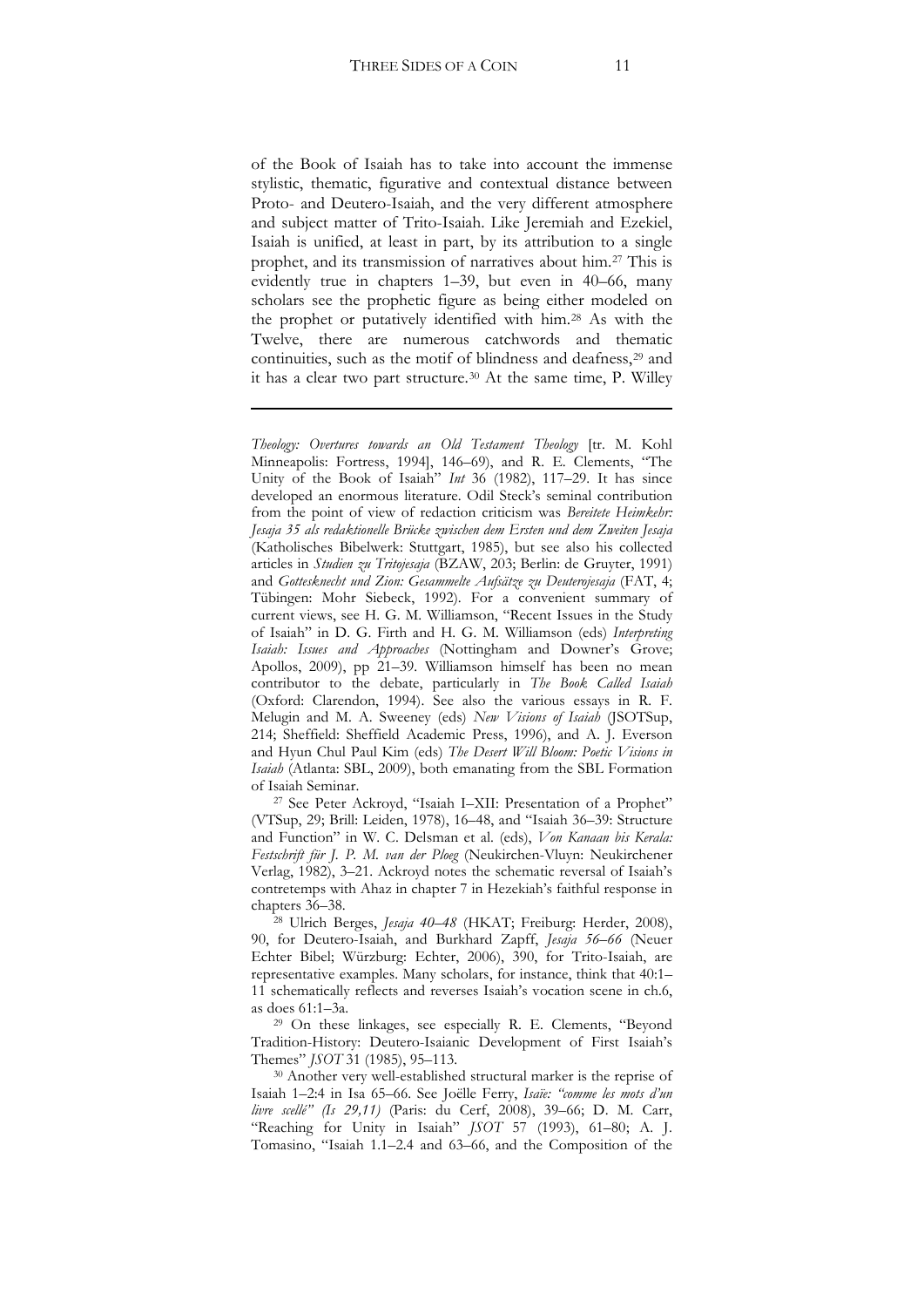of the Book of Isaiah has to take into account the immense stylistic, thematic, figurative and contextual distance between Proto- and Deutero-Isaiah, and the very different atmosphere and subject matter of Trito-Isaiah. Like Jeremiah and Ezekiel, Isaiah is unified, at least in part, by its attribution to a single prophet, and its transmission of narratives about him.[27] This is evidently true in chapters 1–39, but even in 40–66, many scholars see the prophetic figure as being either modeled on the prophet or putatively identified with him.[28] As with the Twelve, there are numerous catchwords and thematic continuities, such as the motif of blindness and deafness,[29] and it has a clear two part structure.[30] At the same time, P. Willey

---

*Theology: Overtures towards an Old Testament Theology* [tr. M. Kohl Minneapolis: Fortress, 1994], 146–69), and R. E. Clements, "The Unity of the Book of Isaiah" *Int* 36 (1982), 117–29. It has since developed an enormous literature. Odil Steck's seminal contribution from the point of view of redaction criticism was *Bereitete Heimkehr: Jesaja 35 als redaktionelle Brücke zwischen dem Ersten und dem Zweiten Jesaja* (Katholisches Bibelwerk: Stuttgart, 1985), but see also his collected articles in *Studien zu Tritojesaja* (BZAW, 203; Berlin: de Gruyter, 1991) and *Gottesknecht und Zion: Gesammelte Aufsätze zu Deuterojesaja* (FAT, 4; Tübingen: Mohr Siebeck, 1992). For a convenient summary of current views, see H. G. M. Williamson, "Recent Issues in the Study of Isaiah" in D. G. Firth and H. G. M. Williamson (eds) *Interpreting Isaiah: Issues and Approaches* (Nottingham and Downer's Grove; Apollos, 2009), pp 21–39. Williamson himself has been no mean contributor to the debate, particularly in *The Book Called Isaiah* (Oxford: Clarendon, 1994). See also the various essays in R. F. Melugin and M. A. Sweeney (eds) *New Visions of Isaiah* (JSOTSup, 214; Sheffield: Sheffield Academic Press, 1996), and A. J. Everson and Hyun Chul Paul Kim (eds) *The Desert Will Bloom: Poetic Visions in Isaiah* (Atlanta: SBL, 2009), both emanating from the SBL Formation of Isaiah Seminar.

[27] See Peter Ackroyd, "Isaiah I–XII: Presentation of a Prophet" (VTSup, 29; Brill: Leiden, 1978), 16–48, and "Isaiah 36–39: Structure and Function" in W. C. Delsman et al. (eds), *Von Kanaan bis Kerala: Festschrift für J. P. M. van der Ploeg* (Neukirchen-Vluyn: Neukirchener Verlag, 1982), 3–21. Ackroyd notes the schematic reversal of Isaiah's contretemps with Ahaz in chapter 7 in Hezekiah's faithful response in chapters 36–38.

[28] Ulrich Berges, *Jesaja 40–48* (HKAT; Freiburg: Herder, 2008), 90, for Deutero-Isaiah, and Burkhard Zapff, *Jesaja 56–66* (Neuer Echter Bibel; Würzburg: Echter, 2006), 390, for Trito-Isaiah, are representative examples. Many scholars, for instance, think that 40:1–11 schematically reflects and reverses Isaiah's vocation scene in ch.6, as does 61:1–3a.

[29] On these linkages, see especially R. E. Clements, "Beyond Tradition-History: Deutero-Isaianic Development of First Isaiah's Themes" *JSOT* 31 (1985), 95–113.

[30] Another very well-established structural marker is the reprise of Isaiah 1–2:4 in Isa 65–66. See Joëlle Ferry, *Isaïe: "comme les mots d'un livre scellé" (Is 29,11)* (Paris: du Cerf, 2008), 39–66; D. M. Carr, "Reaching for Unity in Isaiah" *JSOT* 57 (1993), 61–80; A. J. Tomasino, "Isaiah 1.1–2.4 and 63–66, and the Composition of the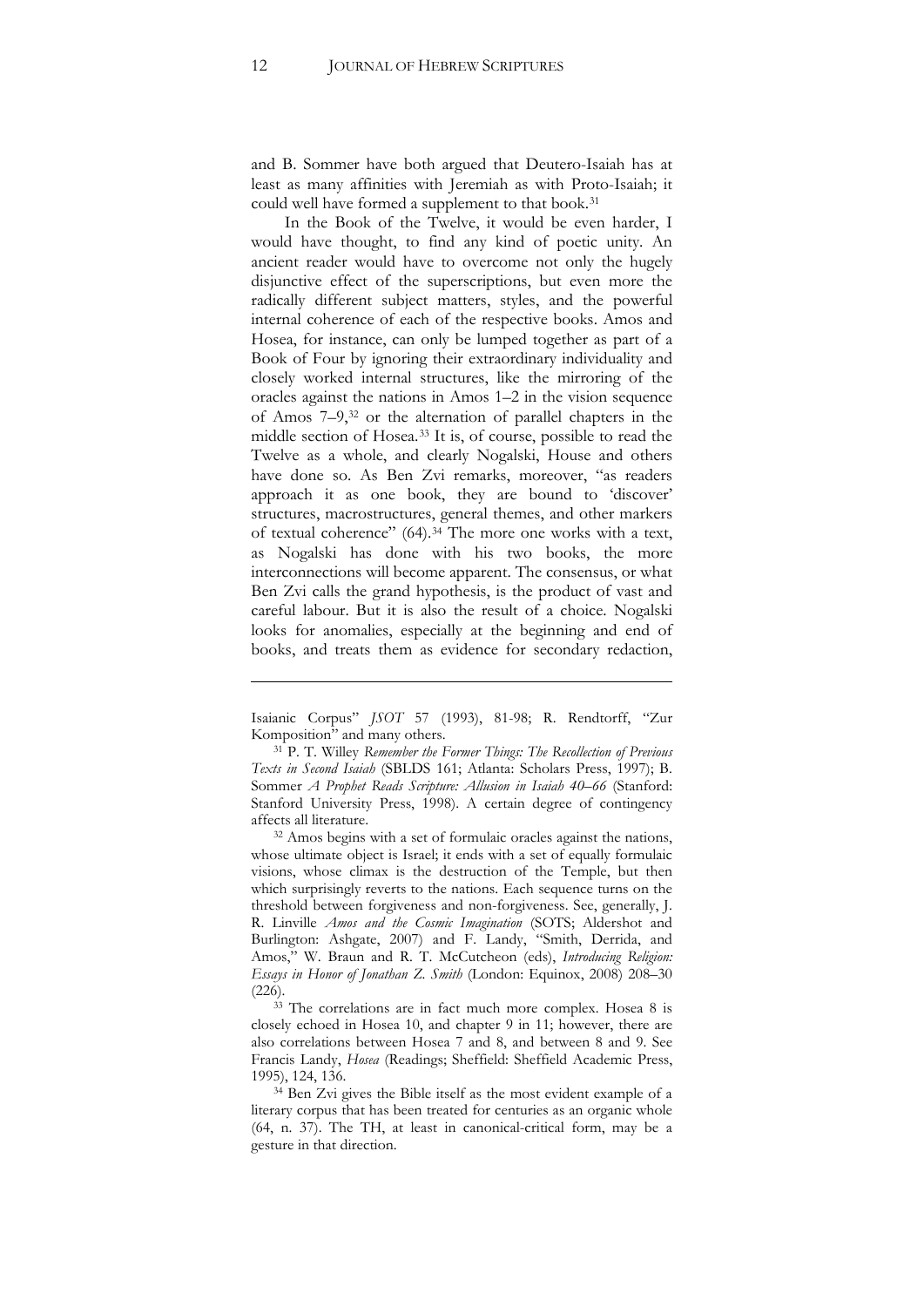and B. Sommer have both argued that Deutero-Isaiah has at least as many affinities with Jeremiah as with Proto-Isaiah; it could well have formed a supplement to that book.[31]

In the Book of the Twelve, it would be even harder, I would have thought, to find any kind of poetic unity. An ancient reader would have to overcome not only the hugely disjunctive effect of the superscriptions, but even more the radically different subject matters, styles, and the powerful internal coherence of each of the respective books. Amos and Hosea, for instance, can only be lumped together as part of a Book of Four by ignoring their extraordinary individuality and closely worked internal structures, like the mirroring of the oracles against the nations in Amos 1–2 in the vision sequence of Amos 7–9,[32] or the alternation of parallel chapters in the middle section of Hosea.[33] It is, of course, possible to read the Twelve as a whole, and clearly Nogalski, House and others have done so. As Ben Zvi remarks, moreover, "as readers approach it as one book, they are bound to 'discover' structures, macrostructures, general themes, and other markers of textual coherence" (64).[34] The more one works with a text, as Nogalski has done with his two books, the more interconnections will become apparent. The consensus, or what Ben Zvi calls the grand hypothesis, is the product of vast and careful labour. But it is also the result of a choice. Nogalski looks for anomalies, especially at the beginning and end of books, and treats them as evidence for secondary redaction,

---

Isaianic Corpus" *JSOT* 57 (1993), 81-98; R. Rendtorff, "Zur Komposition" and many others.

[31] P. T. Willey *Remember the Former Things: The Recollection of Previous Texts in Second Isaiah* (SBLDS 161; Atlanta: Scholars Press, 1997); B. Sommer *A Prophet Reads Scripture: Allusion in Isaiah 40–66* (Stanford: Stanford University Press, 1998). A certain degree of contingency affects all literature.

[32] Amos begins with a set of formulaic oracles against the nations, whose ultimate object is Israel; it ends with a set of equally formulaic visions, whose climax is the destruction of the Temple, but then which surprisingly reverts to the nations. Each sequence turns on the threshold between forgiveness and non-forgiveness. See, generally, J. R. Linville *Amos and the Cosmic Imagination* (SOTS; Aldershot and Burlington: Ashgate, 2007) and F. Landy, "Smith, Derrida, and Amos," W. Braun and R. T. McCutcheon (eds), *Introducing Religion: Essays in Honor of Jonathan Z. Smith* (London: Equinox, 2008) 208–30 (226).

[33] The correlations are in fact much more complex. Hosea 8 is closely echoed in Hosea 10, and chapter 9 in 11; however, there are also correlations between Hosea 7 and 8, and between 8 and 9. See Francis Landy, *Hosea* (Readings; Sheffield: Sheffield Academic Press, 1995), 124, 136.

[34] Ben Zvi gives the Bible itself as the most evident example of a literary corpus that has been treated for centuries as an organic whole (64, n. 37). The TH, at least in canonical-critical form, may be a gesture in that direction.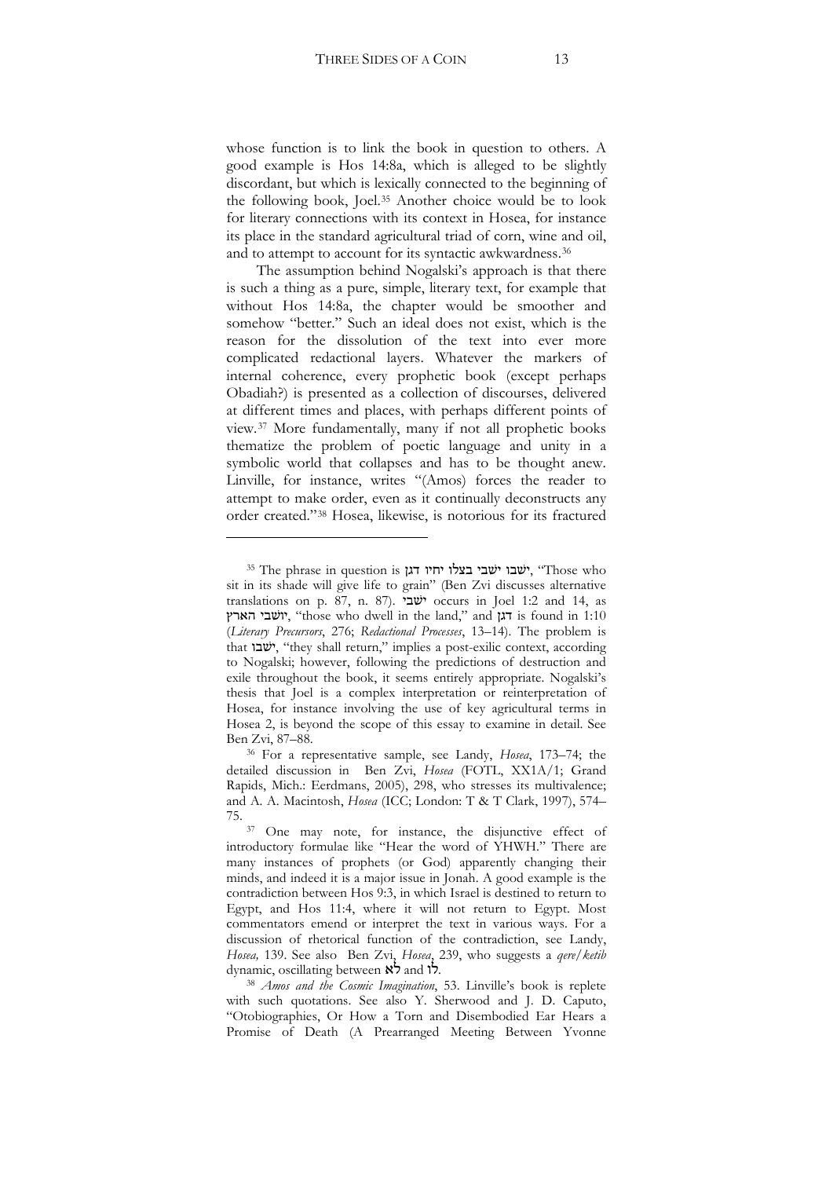whose function is to link the book in question to others. A good example is Hos 14:8a, which is alleged to be slightly discordant, but which is lexically connected to the beginning of the following book, Joel.[35] Another choice would be to look for literary connections with its context in Hosea, for instance its place in the standard agricultural triad of corn, wine and oil, and to attempt to account for its syntactic awkwardness.[36]

The assumption behind Nogalski's approach is that there is such a thing as a pure, simple, literary text, for example that without Hos 14:8a, the chapter would be smoother and somehow "better." Such an ideal does not exist, which is the reason for the dissolution of the text into ever more complicated redactional layers. Whatever the markers of internal coherence, every prophetic book (except perhaps Obadiah?) is presented as a collection of discourses, delivered at different times and places, with perhaps different points of view.[37] More fundamentally, many if not all prophetic books thematize the problem of poetic language and unity in a symbolic world that collapses and has to be thought anew. Linville, for instance, writes "(Amos) forces the reader to attempt to make order, even as it continually deconstructs any order created."[38] Hosea, likewise, is notorious for its fractured

---

[35] The phrase in question is ישבו ישבי בצלו יחיו דגן, "Those who sit in its shade will give life to grain" (Ben Zvi discusses alternative translations on p. 87, n. 87). ישבי occurs in Joel 1:2 and 14, as יושבי הארץ, "those who dwell in the land," and דגן is found in 1:10 (*Literary Precursors*, 276; *Redactional Processes*, 13–14). The problem is that ישבו, "they shall return," implies a post-exilic context, according to Nogalski; however, following the predictions of destruction and exile throughout the book, it seems entirely appropriate. Nogalski's thesis that Joel is a complex interpretation or reinterpretation of Hosea, for instance involving the use of key agricultural terms in Hosea 2, is beyond the scope of this essay to examine in detail. See Ben Zvi, 87–88.

[36] For a representative sample, see Landy, *Hosea*, 173–74; the detailed discussion in Ben Zvi, *Hosea* (FOTL, XX1A/1; Grand Rapids, Mich.: Eerdmans, 2005), 298, who stresses its multivalence; and A. A. Macintosh, *Hosea* (ICC; London: T & T Clark, 1997), 574–75.

[37] One may note, for instance, the disjunctive effect of introductory formulae like "Hear the word of YHWH." There are many instances of prophets (or God) apparently changing their minds, and indeed it is a major issue in Jonah. A good example is the contradiction between Hos 9:3, in which Israel is destined to return to Egypt, and Hos 11:4, where it will not return to Egypt. Most commentators emend or interpret the text in various ways. For a discussion of rhetorical function of the contradiction, see Landy, *Hosea,* 139. See also Ben Zvi, *Hosea*, 239, who suggests a *qere*/*ketib* dynamic, oscillating between לֹא and לוֹ.

[38] *Amos and the Cosmic Imagination*, 53. Linville's book is replete with such quotations. See also Y. Sherwood and J. D. Caputo, "Otobiographies, Or How a Torn and Disembodied Ear Hears a Promise of Death (A Prearranged Meeting Between Yvonne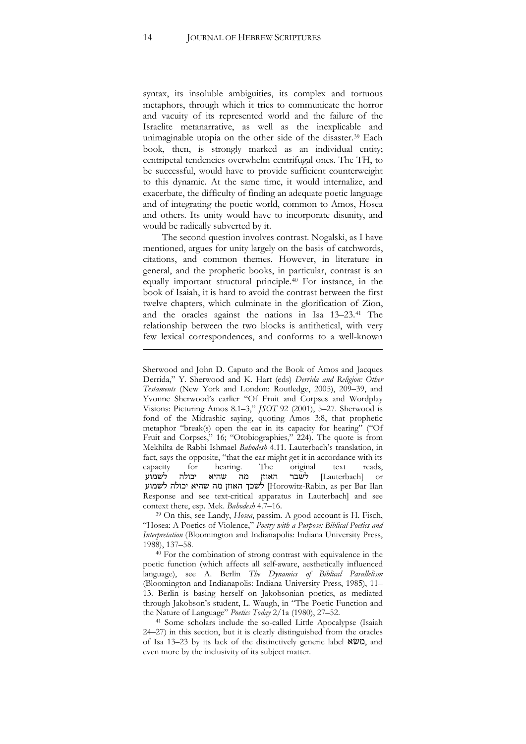syntax, its insoluble ambiguities, its complex and tortuous metaphors, through which it tries to communicate the horror and vacuity of its represented world and the failure of the Israelite metanarrative, as well as the inexplicable and unimaginable utopia on the other side of the disaster.[39] Each book, then, is strongly marked as an individual entity; centripetal tendencies overwhelm centrifugal ones. The TH, to be successful, would have to provide sufficient counterweight to this dynamic. At the same time, it would internalize, and exacerbate, the difficulty of finding an adequate poetic language and of integrating the poetic world, common to Amos, Hosea and others. Its unity would have to incorporate disunity, and would be radically subverted by it.

The second question involves contrast. Nogalski, as I have mentioned, argues for unity largely on the basis of catchwords, citations, and common themes. However, in literature in general, and the prophetic books, in particular, contrast is an equally important structural principle.[40] For instance, in the book of Isaiah, it is hard to avoid the contrast between the first twelve chapters, which culminate in the glorification of Zion, and the oracles against the nations in Isa 13–23.[41] The relationship between the two blocks is antithetical, with very few lexical correspondences, and conforms to a well-known

---

Sherwood and John D. Caputo and the Book of Amos and Jacques Derrida," Y. Sherwood and K. Hart (eds) *Derrida and Religion: Other Testaments* (New York and London: Routledge, 2005), 209–39, and Yvonne Sherwood's earlier "Of Fruit and Corpses and Wordplay Visions: Picturing Amos 8.1–3," *JSOT* 92 (2001), 5–27. Sherwood is fond of the Midrashic saying, quoting Amos 3:8, that prophetic metaphor "break(s) open the ear in its capacity for hearing" ("Of Fruit and Corpses," 16; "Otobiographies," 224). The quote is from Mekhilta de Rabbi Ishmael *Bahodesh* 4.11. Lauterbach's translation, in fact, says the opposite, "that the ear might get it in accordance with its capacity for hearing. The original text reads, לשבר האוזן מה שהיא יכולה לשמוע [Lauterbach] or לשכך האוזן מה שהיא יכולה לשמוע [Horowitz-Rabin, as per Bar Ilan Response and see text-critical apparatus in Lauterbach] and see context there, esp. Mek. *Bahodesh* 4.7–16.

[39] On this, see Landy, *Hosea*, passim. A good account is H. Fisch, "Hosea: A Poetics of Violence," *Poetry with a Purpose: Biblical Poetics and Interpretation* (Bloomington and Indianapolis: Indiana University Press, 1988), 137–58.

[40] For the combination of strong contrast with equivalence in the poetic function (which affects all self-aware, aesthetically influenced language), see A. Berlin *The Dynamics of Biblical Parallelism* (Bloomington and Indianapolis: Indiana University of Biblical Press, 1985), 11–13. Berlin is basing herself on Jakobsonian poetics, as mediated through Jakobson's student, L. Waugh, in "The Poetic Function and the Nature of Language" *Poetics Today* 2/1a (1980), 27–52.

[41] Some scholars include the so-called Little Apocalypse (Isaiah 24–27) in this section, but it is clearly distinguished from the oracles of Isa 13–23 by its lack of the distinctively generic label משׂא, and even more by the inclusivity of its subject matter.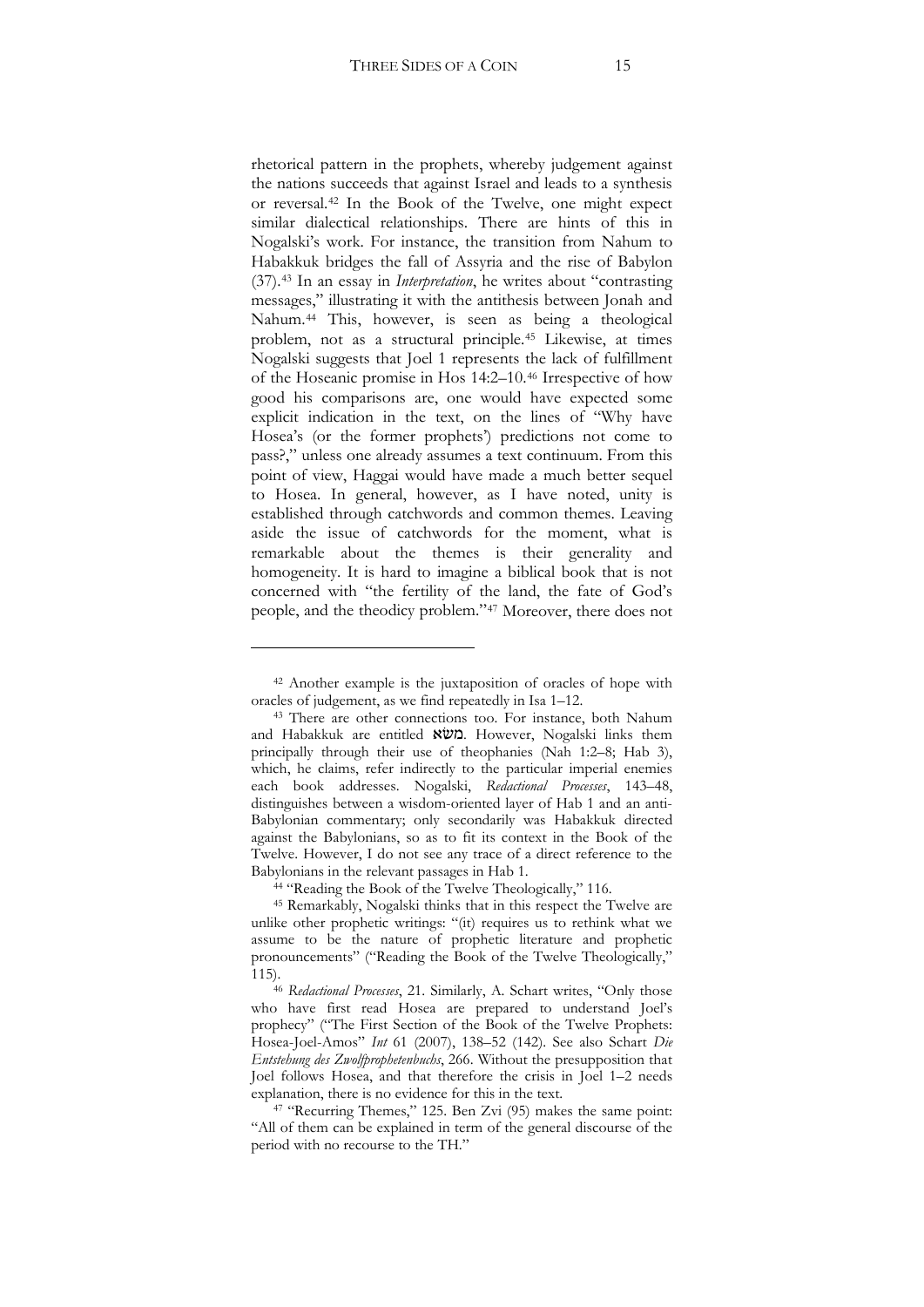rhetorical pattern in the prophets, whereby judgement against the nations succeeds that against Israel and leads to a synthesis or reversal.[42] In the Book of the Twelve, one might expect similar dialectical relationships. There are hints of this in Nogalski's work. For instance, the transition from Nahum to Habakkuk bridges the fall of Assyria and the rise of Babylon (37).[43] In an essay in *Interpretation*, he writes about "contrasting messages," illustrating it with the antithesis between Jonah and Nahum.[44] This, however, is seen as being a theological problem, not as a structural principle.[45] Likewise, at times Nogalski suggests that Joel 1 represents the lack of fulfillment of the Hoseanic promise in Hos 14:2–10.[46] Irrespective of how good his comparisons are, one would have expected some explicit indication in the text, on the lines of "Why have Hosea's (or the former prophets') predictions not come to pass?," unless one already assumes a text continuum. From this point of view, Haggai would have made a much better sequel to Hosea. In general, however, as I have noted, unity is established through catchwords and common themes. Leaving aside the issue of catchwords for the moment, what is remarkable about the themes is their generality and homogeneity. It is hard to imagine a biblical book that is not concerned with "the fertility of the land, the fate of God's people, and the theodicy problem."[47] Moreover, there does not

---

[42] Another example is the juxtaposition of oracles of hope with oracles of judgement, as we find repeatedly in Isa 1–12.

[43] There are other connections too. For instance, both Nahum and Habakkuk are entitled מַשָּׂא. However, Nogalski links them principally through their use of theophanies (Nah 1:2–8; Hab 3), which, he claims, refer indirectly to the particular imperial enemies each book addresses. Nogalski, *Redactional Processes*, 143–48, distinguishes between a wisdom-oriented layer of Hab 1 and an anti-Babylonian commentary; only secondarily was Habakkuk directed against the Babylonians, so as to fit its context in the Book of the Twelve. However, I do not see any trace of a direct reference to the Babylonians in the relevant passages in Hab 1.

[44] "Reading the Book of the Twelve Theologically," 116.

[45] Remarkably, Nogalski thinks that in this respect the Twelve are unlike other prophetic writings: "(it) requires us to rethink what we assume to be the nature of prophetic literature and prophetic pronouncements" ("Reading the Book of the Twelve Theologically," 115).

[46] *Redactional Processes*, 21. Similarly, A. Schart writes, "Only those who have first read Hosea are prepared to understand Joel's prophecy" ("The First Section of the Book of the Twelve Prophets: Hosea-Joel-Amos" *Int* 61 (2007), 138–52 (142). See also Schart *Die Entstehung des Zwolfprophetenbuchs*, 266. Without the presupposition that Joel follows Hosea, and that therefore the crisis in Joel 1–2 needs explanation, there is no evidence for this in the text.

[47] "Recurring Themes," 125. Ben Zvi (95) makes the same point: "All of them can be explained in term of the general discourse of the period with no recourse to the TH."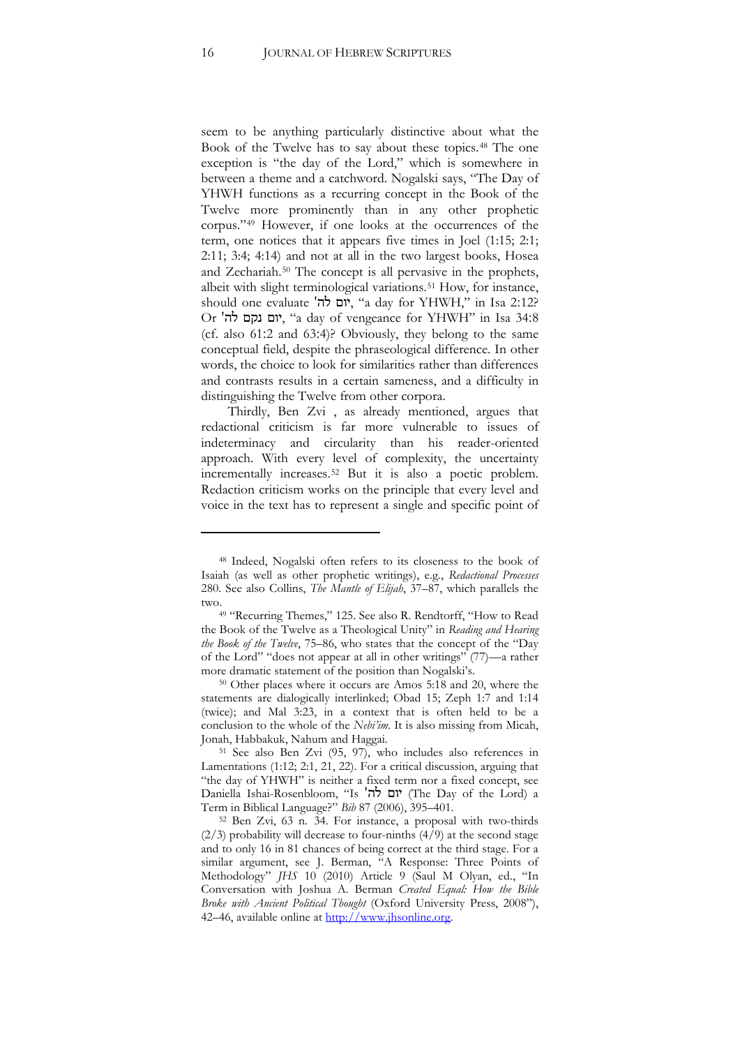seem to be anything particularly distinctive about what the Book of the Twelve has to say about these topics.[48] The one exception is "the day of the Lord," which is somewhere in between a theme and a catchword. Nogalski says, "The Day of YHWH functions as a recurring concept in the Book of the Twelve more prominently than in any other prophetic corpus."[49] However, if one looks at the occurrences of the term, one notices that it appears five times in Joel (1:15; 2:1; 2:11; 3:4; 4:14) and not at all in the two largest books, Hosea and Zechariah.[50] The concept is all pervasive in the prophets, albeit with slight terminological variations.[51] How, for instance, should one evaluate יום לה', "a day for YHWH," in Isa 2:12? Or יום נקם לה', "a day of vengeance for YHWH" in Isa 34:8 (cf. also 61:2 and 63:4)? Obviously, they belong to the same conceptual field, despite the phraseological difference. In other words, the choice to look for similarities rather than differences and contrasts results in a certain sameness, and a difficulty in distinguishing the Twelve from other corpora.

Thirdly, Ben Zvi , as already mentioned, argues that redactional criticism is far more vulnerable to issues of indeterminacy and circularity than his reader-oriented approach. With every level of complexity, the uncertainty incrementally increases.[52] But it is also a poetic problem. Redaction criticism works on the principle that every level and voice in the text has to represent a single and specific point of

---

[48] Indeed, Nogalski often refers to its closeness to the book of Isaiah (as well as other prophetic writings), e.g., *Redactional Processes* 280. See also Collins, *The Mantle of Elijah*, 37–87, which parallels the two.

[49] "Recurring Themes," 125. See also R. Rendtorff, "How to Read the Book of the Twelve as a Theological Unity" in *Reading and Hearing the Book of the Twelve*, 75–86, who states that the concept of the "Day of the Lord" "does not appear at all in other writings" (77)—a rather more dramatic statement of the position than Nogalski's.

[50] Other places where it occurs are Amos 5:18 and 20, where the statements are dialogically interlinked; Obad 15; Zeph 1:7 and 1:14 (twice); and Mal 3:23, in a context that is often held to be a conclusion to the whole of the *Nebi'im*. It is also missing from Micah, Jonah, Habbakuk, Nahum and Haggai.

[51] See also Ben Zvi (95, 97), who includes also references in Lamentations (1:12; 2:1, 21, 22). For a critical discussion, arguing that "the day of YHWH" is neither a fixed term nor a fixed concept, see Daniella Ishai-Rosenbloom, "Is יום לה' (The Day of the Lord) a Term in Biblical Language?" *Bib* 87 (2006), 395–401.

[52] Ben Zvi, 63 n. 34. For instance, a proposal with two-thirds (2/3) probability will decrease to four-ninths (4/9) at the second stage and to only 16 in 81 chances of being correct at the third stage. For a similar argument, see J. Berman, "A Response: Three Points of Methodology" *JHS* 10 (2010) Article 9 (Saul M Olyan, ed., "In Conversation with Joshua A. Berman *Created Equal: How the Bible Broke with Ancient Political Thought* (Oxford University Press, 2008"), 42–46, available online at http://www.jhsonline.org.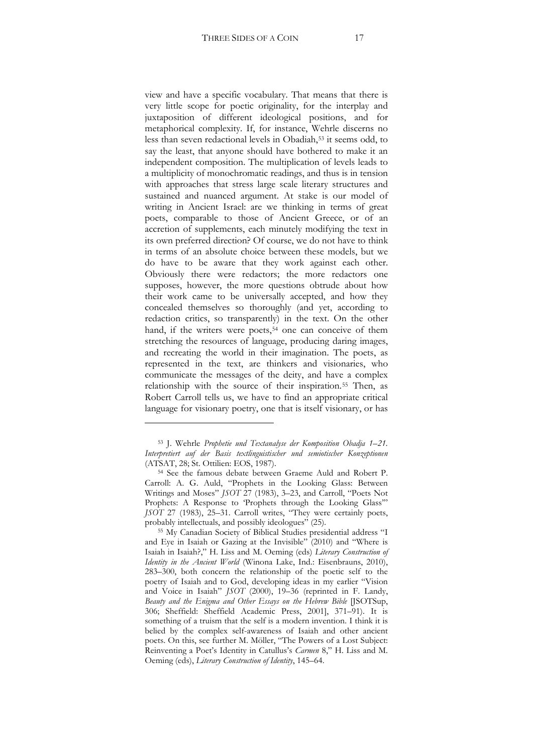view and have a specific vocabulary. That means that there is very little scope for poetic originality, for the interplay and juxtaposition of different ideological positions, and for metaphorical complexity. If, for instance, Wehrle discerns no less than seven redactional levels in Obadiah,[53] it seems odd, to say the least, that anyone should have bothered to make it an independent composition. The multiplication of levels leads to a multiplicity of monochromatic readings, and thus is in tension with approaches that stress large scale literary structures and sustained and nuanced argument. At stake is our model of writing in Ancient Israel: are we thinking in terms of great poets, comparable to those of Ancient Greece, or of an accretion of supplements, each minutely modifying the text in its own preferred direction? Of course, we do not have to think in terms of an absolute choice between these models, but we do have to be aware that they work against each other. Obviously there were redactors; the more redactors one supposes, however, the more questions obtrude about how their work came to be universally accepted, and how they concealed themselves so thoroughly (and yet, according to redaction critics, so transparently) in the text. On the other hand, if the writers were poets,[54] one can conceive of them stretching the resources of language, producing daring images, and recreating the world in their imagination. The poets, as represented in the text, are thinkers and visionaries, who communicate the messages of the deity, and have a complex relationship with the source of their inspiration.[55] Then, as Robert Carroll tells us, we have to find an appropriate critical language for visionary poetry, one that is itself visionary, or has

---

[53] J. Wehrle *Prophetie und Textanalyse der Komposition Obadja 1–21. Interpretiert auf der Basis textlinguistischer und semiotischer Konzeptionen* (ATSAT, 28; St. Ottilien: EOS, 1987).

[54] See the famous debate between Graeme Auld and Robert P. Carroll: A. G. Auld, "Prophets in the Looking Glass: Between Writings and Moses" *JSOT* 27 (1983), 3–23, and Carroll, "Poets Not Prophets: A Response to 'Prophets through the Looking Glass'" *JSOT* 27 (1983), 25–31. Carroll writes, "They were certainly poets, probably intellectuals, and possibly ideologues" (25).

[55] My Canadian Society of Biblical Studies presidential address "I and Eye in Isaiah or Gazing at the Invisible" (2010) and "Where is Isaiah in Isaiah?," H. Liss and M. Oeming (eds) *Literary Construction of Identity in the Ancient World* (Winona Lake, Ind.: Eisenbrauns, 2010), 283–300, both concern the relationship of the poetic self to the poetry of Isaiah and to God, developing ideas in my earlier "Vision and Voice in Isaiah" *JSOT* (2000), 19–36 (reprinted in F. Landy, *Beauty and the Enigma and Other Essays on the Hebrew Bible* [JSOTSup, 306; Sheffield: Sheffield Academic Press, 2001], 371–91). It is something of a truism that the self is a modern invention. I think it is belied by the complex self-awareness of Isaiah and other ancient poets. On this, see further M. Möller, "The Powers of a Lost Subject: Reinventing a Poet's Identity in Catullus's *Carmen* 8," H. Liss and M. Oeming (eds), *Literary Construction of Identity*, 145–64.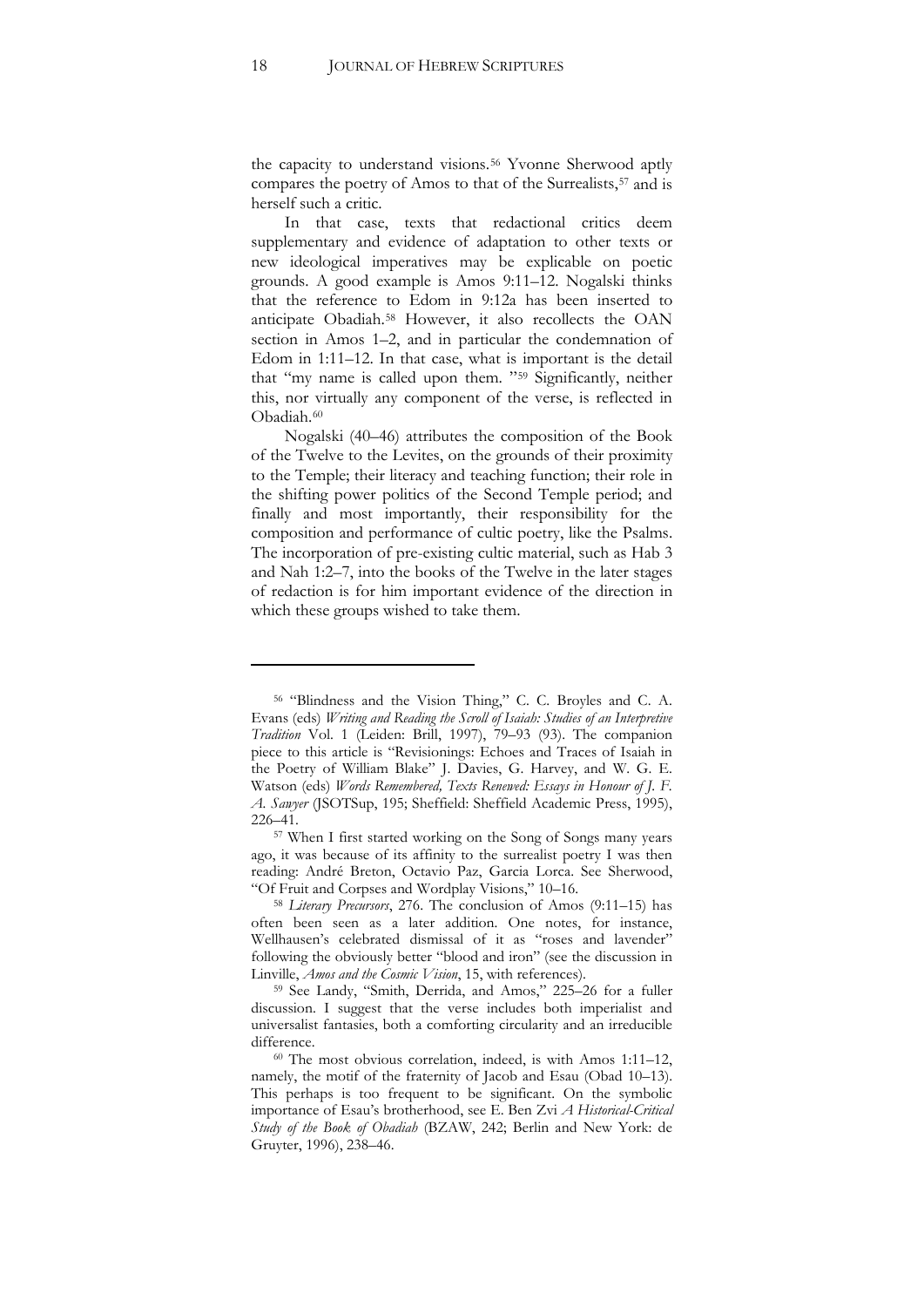the capacity to understand visions.[56] Yvonne Sherwood aptly compares the poetry of Amos to that of the Surrealists,[57] and is herself such a critic.

In that case, texts that redactional critics deem supplementary and evidence of adaptation to other texts or new ideological imperatives may be explicable on poetic grounds. A good example is Amos 9:11–12. Nogalski thinks that the reference to Edom in 9:12a has been inserted to anticipate Obadiah.[58] However, it also recollects the OAN section in Amos 1–2, and in particular the condemnation of Edom in 1:11–12. In that case, what is important is the detail that "my name is called upon them. "[59] Significantly, neither this, nor virtually any component of the verse, is reflected in Obadiah.[60]

Nogalski (40–46) attributes the composition of the Book of the Twelve to the Levites, on the grounds of their proximity to the Temple; their literacy and teaching function; their role in the shifting power politics of the Second Temple period; and finally and most importantly, their responsibility for the composition and performance of cultic poetry, like the Psalms. The incorporation of pre-existing cultic material, such as Hab 3 and Nah 1:2–7, into the books of the Twelve in the later stages of redaction is for him important evidence of the direction in which these groups wished to take them.

---

[56] "Blindness and the Vision Thing," C. C. Broyles and C. A. Evans (eds) *Writing and Reading the Scroll of Isaiah: Studies of an Interpretive Tradition* Vol. 1 (Leiden: Brill, 1997), 79–93 (93). The companion piece to this article is "Revisionings: Echoes and Traces of Isaiah in the Poetry of William Blake" J. Davies, G. Harvey, and W. G. E. Watson (eds) *Words Remembered, Texts Renewed: Essays in Honour of J. F. A. Sawyer* (JSOTSup, 195; Sheffield: Sheffield Academic Press, 1995), 226–41.

[57] When I first started working on the Song of Songs many years ago, it was because of its affinity to the surrealist poetry I was then reading: André Breton, Octavio Paz, Garcia Lorca. See Sherwood, "Of Fruit and Corpses and Wordplay Visions," 10–16.

[58] *Literary Precursors*, 276. The conclusion of Amos (9:11–15) has often been seen as a later addition. One notes, for instance, Wellhausen's celebrated dismissal of it as "roses and lavender" following the obviously better "blood and iron" (see the discussion in Linville, *Amos and the Cosmic Vision*, 15, with references).

[59] See Landy, "Smith, Derrida, and Amos," 225–26 for a fuller discussion. I suggest that the verse includes both imperialist and universalist fantasies, both a comforting circularity and an irreducible difference.

[60] The most obvious correlation, indeed, is with Amos 1:11–12, namely, the motif of the fraternity of Jacob and Esau (Obad 10–13). This perhaps is too frequent to be significant. On the symbolic importance of Esau's brotherhood, see E. Ben Zvi *A Historical-Critical Study of the Book of Obadiah* (BZAW, 242; Berlin and New York: de Gruyter, 1996), 238–46.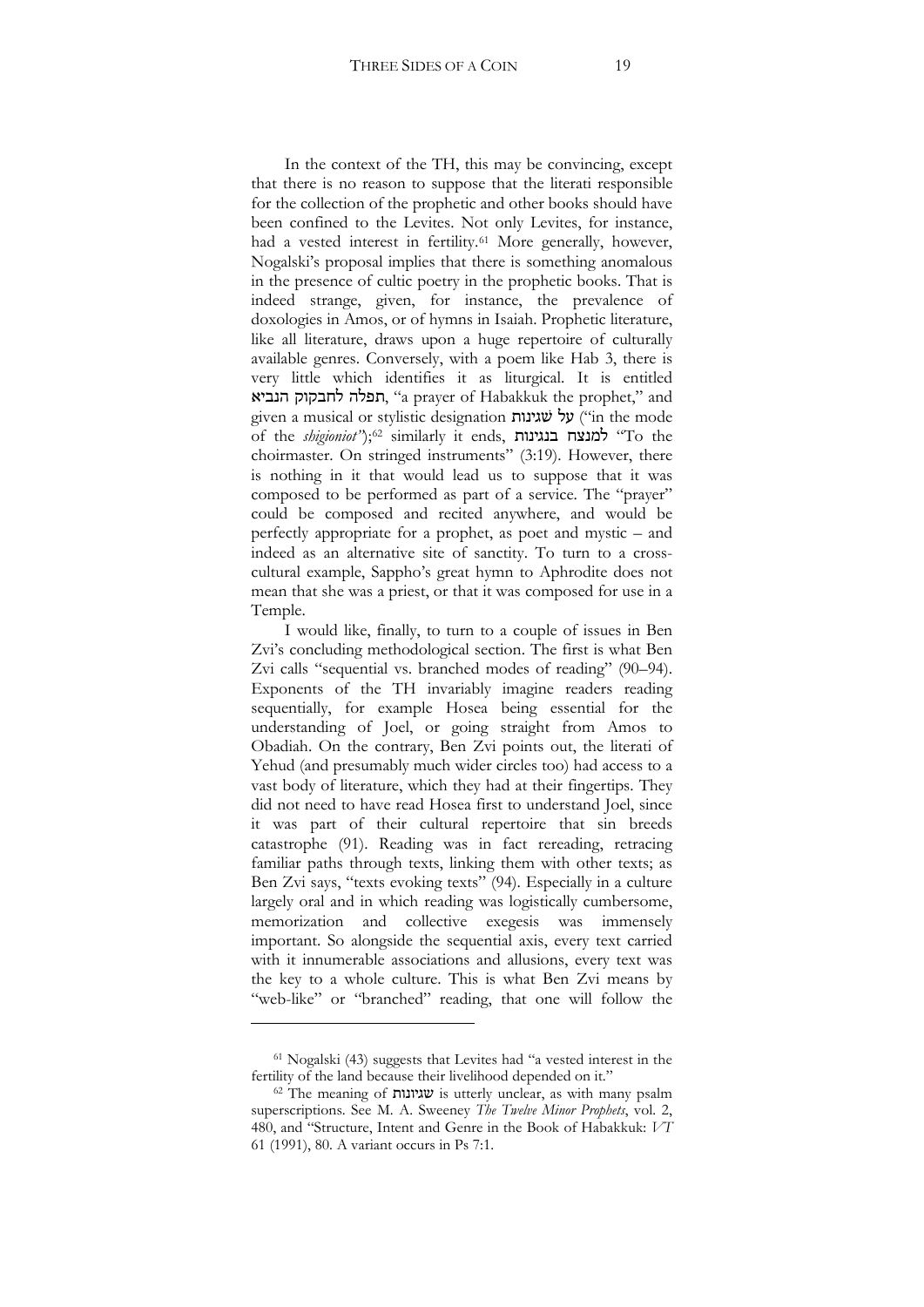In the context of the TH, this may be convincing, except that there is no reason to suppose that the literati responsible for the collection of the prophetic and other books should have been confined to the Levites. Not only Levites, for instance, had a vested interest in fertility.[61] More generally, however, Nogalski's proposal implies that there is something anomalous in the presence of cultic poetry in the prophetic books. That is indeed strange, given, for instance, the prevalence of doxologies in Amos, or of hymns in Isaiah. Prophetic literature, like all literature, draws upon a huge repertoire of culturally available genres. Conversely, with a poem like Hab 3, there is very little which identifies it as liturgical. It is entitled תפלה לחבקוק הנביא, "a prayer of Habakkuk the prophet," and given a musical or stylistic designation על שגינות ("in the mode of the *shigioniot*");[62] similarly it ends, למנצח בנגינות "To the choirmaster. On stringed instruments" (3:19). However, there is nothing in it that would lead us to suppose that it was composed to be performed as part of a service. The "prayer" could be composed and recited anywhere, and would be perfectly appropriate for a prophet, as poet and mystic – and indeed as an alternative site of sanctity. To turn to a cross-cultural example, Sappho's great hymn to Aphrodite does not mean that she was a priest, or that it was composed for use in a Temple.

I would like, finally, to turn to a couple of issues in Ben Zvi's concluding methodological section. The first is what Ben Zvi calls "sequential vs. branched modes of reading" (90–94). Exponents of the TH invariably imagine readers reading sequentially, for example Hosea being essential for the understanding of Joel, or going straight from Amos to Obadiah. On the contrary, Ben Zvi points out, the literati of Yehud (and presumably much wider circles too) had access to a vast body of literature, which they had at their fingertips. They did not need to have read Hosea first to understand Joel, since it was part of their cultural repertoire that sin breeds catastrophe (91). Reading was in fact rereading, retracing familiar paths through texts, linking them with other texts; as Ben Zvi says, "texts evoking texts" (94). Especially in a culture largely oral and in which reading was logistically cumbersome, memorization and collective exegesis was immensely important. So alongside the sequential axis, every text carried with it innumerable associations and allusions, every text was the key to a whole culture. This is what Ben Zvi means by "web-like" or "branched" reading, that one will follow the

---

[61] Nogalski (43) suggests that Levites had "a vested interest in the fertility of the land because their livelihood depended on it."

[62] The meaning of שגיונות is utterly unclear, as with many psalm superscriptions. See M. A. Sweeney *The Twelve Minor Prophets*, vol. 2, 480, and "Structure, Intent and Genre in the Book of Habakkuk: *VT* 61 (1991), 80. A variant occurs in Ps 7:1.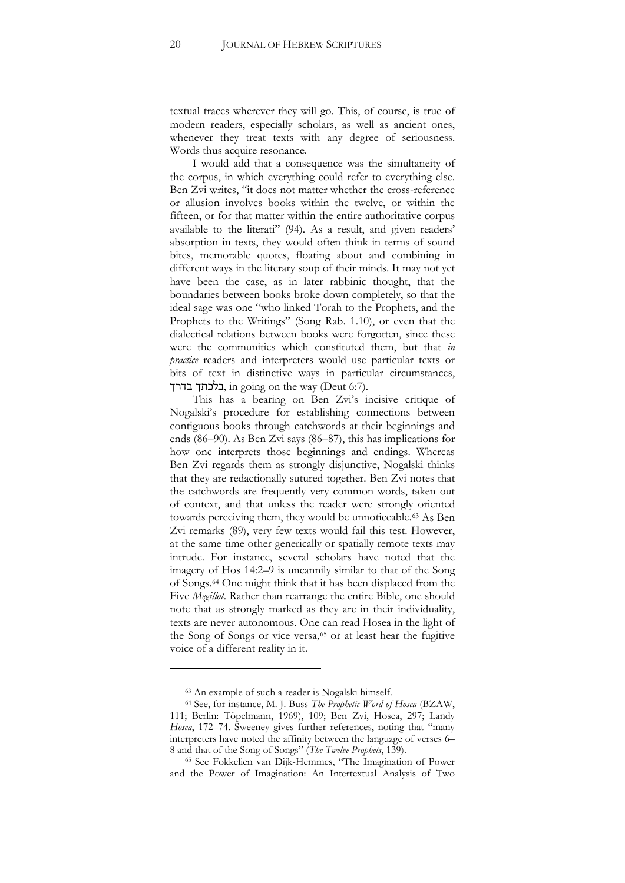textual traces wherever they will go. This, of course, is true of modern readers, especially scholars, as well as ancient ones, whenever they treat texts with any degree of seriousness. Words thus acquire resonance.

I would add that a consequence was the simultaneity of the corpus, in which everything could refer to everything else. Ben Zvi writes, "it does not matter whether the cross-reference or allusion involves books within the twelve, or within the fifteen, or for that matter within the entire authoritative corpus available to the literati" (94). As a result, and given readers' absorption in texts, they would often think in terms of sound bites, memorable quotes, floating about and combining in different ways in the literary soup of their minds. It may not yet have been the case, as in later rabbinic thought, that the boundaries between books broke down completely, so that the ideal sage was one "who linked Torah to the Prophets, and the Prophets to the Writings" (Song Rab. 1.10), or even that the dialectical relations between books were forgotten, since these were the communities which constituted them, but that *in practice* readers and interpreters would use particular texts or bits of text in distinctive ways in particular circumstances, בלכתך בדרך, in going on the way (Deut 6:7).

This has a bearing on Ben Zvi's incisive critique of Nogalski's procedure for establishing connections between contiguous books through catchwords at their beginnings and ends (86–90). As Ben Zvi says (86–87), this has implications for how one interprets those beginnings and endings. Whereas Ben Zvi regards them as strongly disjunctive, Nogalski thinks that they are redactionally sutured together. Ben Zvi notes that the catchwords are frequently very common words, taken out of context, and that unless the reader were strongly oriented towards perceiving them, they would be unnoticeable.[63] As Ben Zvi remarks (89), very few texts would fail this test. However, at the same time other generically or spatially remote texts may intrude. For instance, several scholars have noted that the imagery of Hos 14:2–9 is uncannily similar to that of the Song of Songs.[64] One might think that it has been displaced from the Five *Megillot*. Rather than rearrange the entire Bible, one should note that as strongly marked as they are in their individuality, texts are never autonomous. One can read Hosea in the light of the Song of Songs or vice versa,[65] or at least hear the fugitive voice of a different reality in it.

---

[63] An example of such a reader is Nogalski himself.

[64] See, for instance, M. J. Buss *The Prophetic Word of Hosea* (BZAW, 111; Berlin: Töpelmann, 1969), 109; Ben Zvi, Hosea, 297; Landy *Hosea*, 172–74. Sweeney gives further references, noting that "many interpreters have noted the affinity between the language of verses 6–8 and that of the Song of Songs" (*The Twelve Prophets*, 139).

[65] See Fokkelien van Dijk-Hemmes, "The Imagination of Power and the Power of Imagination: An Intertextual Analysis of Two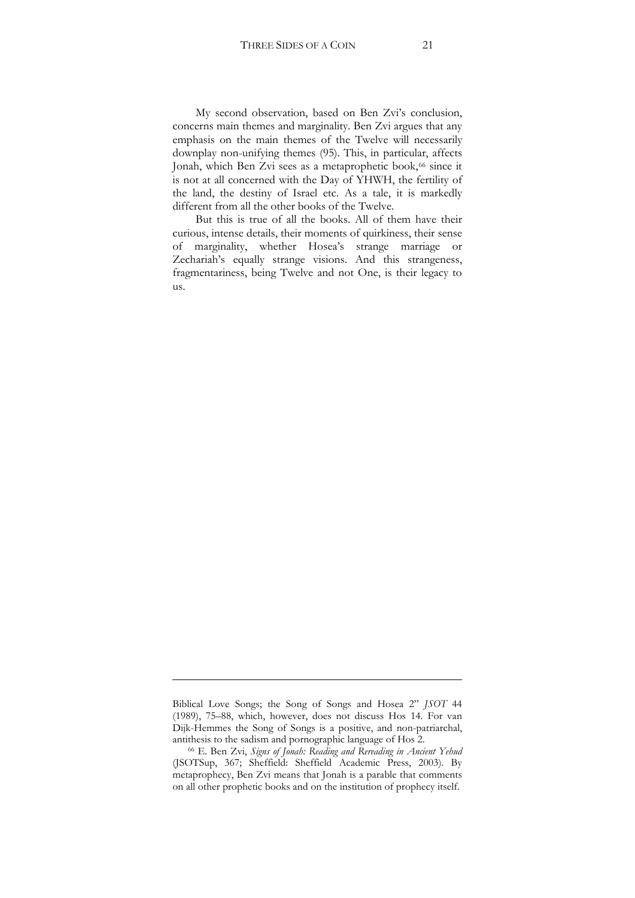My second observation, based on Ben Zvi's conclusion, concerns main themes and marginality. Ben Zvi argues that any emphasis on the main themes of the Twelve will necessarily downplay non-unifying themes (95). This, in particular, affects Jonah, which Ben Zvi sees as a metaprophetic book,[66] since it is not at all concerned with the Day of YHWH, the fertility of the land, the destiny of Israel etc. As a tale, it is markedly different from all the other books of the Twelve.

But this is true of all the books. All of them have their curious, intense details, their moments of quirkiness, their sense of marginality, whether Hosea's strange marriage or Zechariah's equally strange visions. And this strangeness, fragmentariness, being Twelve and not One, is their legacy to us.

---

Biblical Love Songs; the Song of Songs and Hosea 2" *JSOT* 44 (1989), 75–88, which, however, does not discuss Hos 14. For van Dijk-Hemmes the Song of Songs is a positive, and non-patriarchal, antithesis to the sadism and pornographic language of Hos 2.

[66] E. Ben Zvi, *Signs of Jonah: Reading and Rereading in Ancient Yehud* (JSOTSup, 367; Sheffield: Sheffield Academic Press, 2003). By metaprophecy, Ben Zvi means that Jonah is a parable that comments on all other prophetic books and on the institution of prophecy itself.